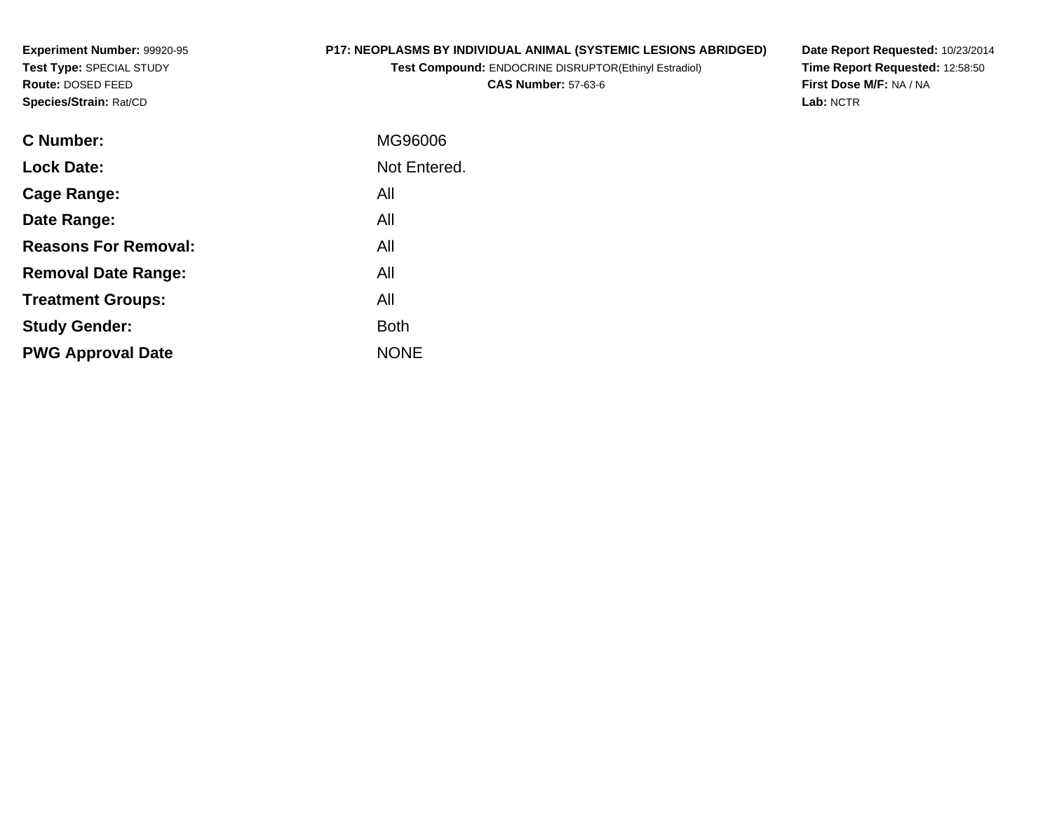**Experiment Number:** 99920-95
**Test Type:** SPECIAL STUDY
**Route:** DOSED FEED
**Species/Strain:** Rat/CD

**P17: NEOPLASMS BY INDIVIDUAL ANIMAL (SYSTEMIC LESIONS ABRIDGED)**
**Test Compound:** ENDOCRINE DISRUPTOR(Ethinyl Estradiol)
**CAS Number:** 57-63-6

**Date Report Requested:** 10/23/2014
**Time Report Requested:** 12:58:50
**First Dose M/F:** NA / NA
**Lab:** NCTR

| | |
|---|---|
| **C Number:** | MG96006 |
| **Lock Date:** | Not Entered. |
| **Cage Range:** | All |
| **Date Range:** | All |
| **Reasons For Removal:** | All |
| **Removal Date Range:** | All |
| **Treatment Groups:** | All |
| **Study Gender:** | Both |
| **PWG Approval Date** | NONE |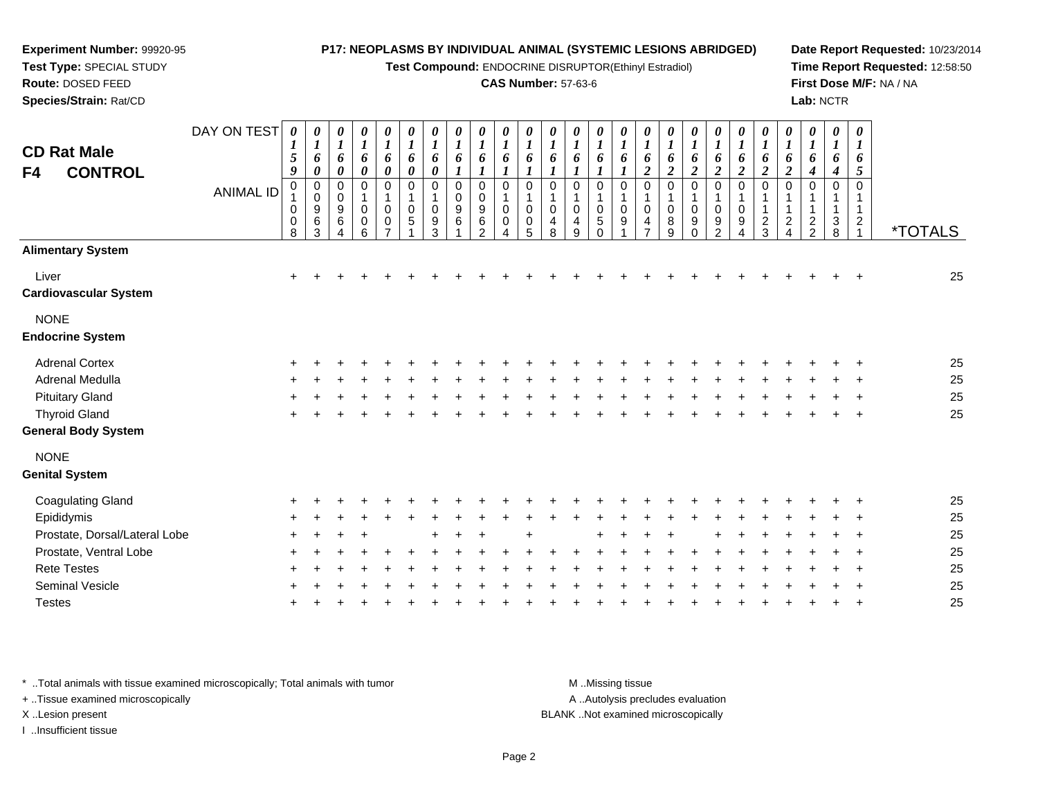**Experiment Number:** 99920-95
**Test Type:** SPECIAL STUDY
**Route:** DOSED FEED
**Species/Strain:** Rat/CD

**P17: NEOPLASMS BY INDIVIDUAL ANIMAL (SYSTEMIC LESIONS ABRIDGED)**
**Test Compound:** ENDOCRINE DISRUPTOR(Ethinyl Estradiol)
**CAS Number:** 57-63-6

**Date Report Requested:** 10/23/2014
**Time Report Requested:** 12:58:50
**First Dose M/F:** NA / NA
**Lab:** NCTR

## CD Rat Male
## F4 CONTROL

| DAY ON TEST | 0159 | 0160 | 0160 | 0160 | 0160 | 0160 | 0160 | 0161 | 0161 | 0161 | 0161 | 0161 | 0161 | 0161 | 0161 | 0162 | 0162 | 0162 | 0162 | 0162 | 0162 | 0162 | 0164 | 0164 | 0165 | |
|---|---|---|---|---|---|---|---|---|---|---|---|---|---|---|---|---|---|---|---|---|---|---|---|---|---|---|
| **ANIMAL ID** | 01008 | 00963 | 00964 | 01006 | 01007 | 01051 | 01093 | 00961 | 00962 | 01004 | 01005 | 01048 | 01049 | 01050 | 01091 | 01047 | 01089 | 01090 | 01092 | 01094 | 01123 | 01124 | 01122 | 01138 | 01121 | ***TOTALS** |
| **Alimentary System** | | | | | | | | | | | | | | | | | | | | | | | | | | |
| Liver | + | + | + | + | + | + | + | + | + | + | + | + | + | + | + | + | + | + | + | + | + | + | + | + | + | 25 |
| **Cardiovascular System** | | | | | | | | | | | | | | | | | | | | | | | | | | |
| NONE | | | | | | | | | | | | | | | | | | | | | | | | | | |
| **Endocrine System** | | | | | | | | | | | | | | | | | | | | | | | | | | |
| Adrenal Cortex | + | + | + | + | + | + | + | + | + | + | + | + | + | + | + | + | + | + | + | + | + | + | + | + | + | 25 |
| Adrenal Medulla | + | + | + | + | + | + | + | + | + | + | + | + | + | + | + | + | + | + | + | + | + | + | + | + | + | 25 |
| Pituitary Gland | + | + | + | + | + | + | + | + | + | + | + | + | + | + | + | + | + | + | + | + | + | + | + | + | + | 25 |
| Thyroid Gland | + | + | + | + | + | + | + | + | + | + | + | + | + | + | + | + | + | + | + | + | + | + | + | + | + | 25 |
| **General Body System** | | | | | | | | | | | | | | | | | | | | | | | | | | |
| NONE | | | | | | | | | | | | | | | | | | | | | | | | | | |
| **Genital System** | | | | | | | | | | | | | | | | | | | | | | | | | | |
| Coagulating Gland | + | + | + | + | + | + | + | + | + | + | + | + | + | + | + | + | + | + | + | + | + | + | + | + | + | 25 |
| Epididymis | + | + | + | + | + | + | + | + | + | + | + | + | + | + | + | + | + | + | + | + | + | + | + | + | + | 25 |
| Prostate, Dorsal/Lateral Lobe | + | + | + | + | | | + | + | + | | + | | | + | + | + | + | | + | + | + | + | + | + | + | 25 |
| Prostate, Ventral Lobe | + | + | + | + | + | + | + | + | + | + | + | + | + | + | + | + | + | + | + | + | + | + | + | + | + | 25 |
| Rete Testes | + | + | + | + | + | + | + | + | + | + | + | + | + | + | + | + | + | + | + | + | + | + | + | + | + | 25 |
| Seminal Vesicle | + | + | + | + | + | + | + | + | + | + | + | + | + | + | + | + | + | + | + | + | + | + | + | + | + | 25 |
| Testes | + | + | + | + | + | + | + | + | + | + | + | + | + | + | + | + | + | + | + | + | + | + | + | + | + | 25 |

\* ..Total animals with tissue examined microscopically; Total animals with tumor
\+ ..Tissue examined microscopically
X ..Lesion present
I ..Insufficient tissue

M ..Missing tissue
A ..Autolysis precludes evaluation
BLANK ..Not examined microscopically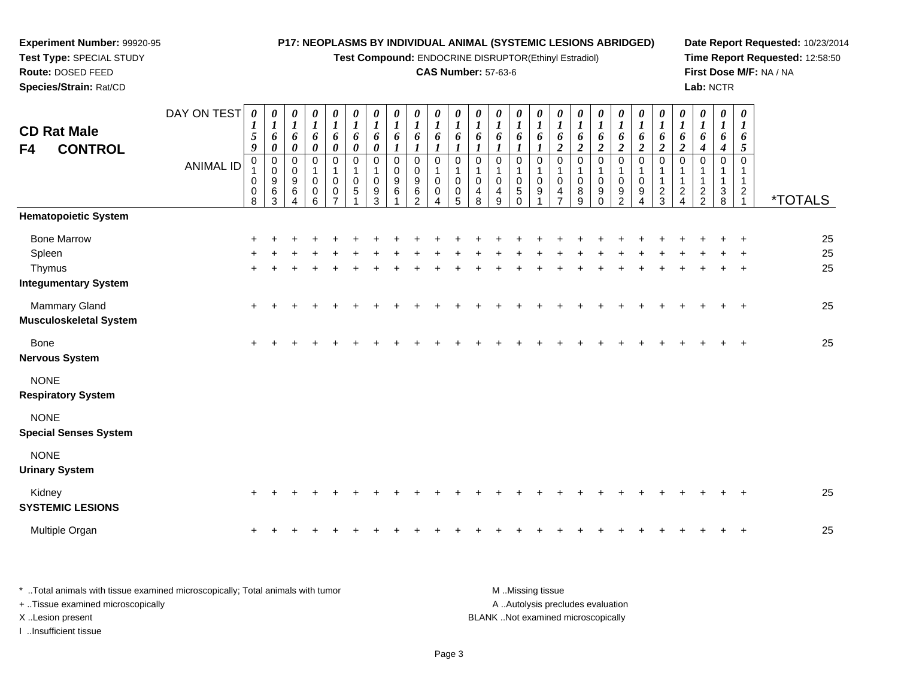**Experiment Number:** 99920-95
**Test Type:** SPECIAL STUDY
**Route:** DOSED FEED
**Species/Strain:** Rat/CD

**P17: NEOPLASMS BY INDIVIDUAL ANIMAL (SYSTEMIC LESIONS ABRIDGED)**
**Test Compound:** ENDOCRINE DISRUPTOR(Ethinyl Estradiol)
**CAS Number:** 57-63-6

**Date Report Requested:** 10/23/2014
**Time Report Requested:** 12:58:50
**First Dose M/F:** NA / NA
**Lab:** NCTR

## CD Rat Male
## F4 CONTROL

| DAY ON TEST | 0159 | 0160 | 0160 | 0160 | 0160 | 0160 | 0160 | 0161 | 0161 | 0161 | 0161 | 0161 | 0161 | 0161 | 0161 | 0162 | 0162 | 0162 | 0162 | 0162 | 0162 | 0162 | 0164 | 0164 | 0165 | |
|---|---|---|---|---|---|---|---|---|---|---|---|---|---|---|---|---|---|---|---|---|---|---|---|---|---|---|
| **ANIMAL ID** | 01008 | 00963 | 00964 | 01006 | 01007 | 01051 | 01093 | 00961 | 00962 | 01004 | 01005 | 01048 | 01049 | 01050 | 01091 | 01047 | 01089 | 01090 | 01092 | 01094 | 01123 | 01124 | 01122 | 01138 | 01121 | ***TOTALS** |
| **Hematopoietic System** | | | | | | | | | | | | | | | | | | | | | | | | | | |
| Bone Marrow | + | + | + | + | + | + | + | + | + | + | + | + | + | + | + | + | + | + | + | + | + | + | + | + | + | 25 |
| Spleen | + | + | + | + | + | + | + | + | + | + | + | + | + | + | + | + | + | + | + | + | + | + | + | + | + | 25 |
| Thymus | + | + | + | + | + | + | + | + | + | + | + | + | + | + | + | + | + | + | + | + | + | + | + | + | + | 25 |
| **Integumentary System** | | | | | | | | | | | | | | | | | | | | | | | | | | |
| Mammary Gland | + | + | + | + | + | + | + | + | + | + | + | + | + | + | + | + | + | + | + | + | + | + | + | + | + | 25 |
| **Musculoskeletal System** | | | | | | | | | | | | | | | | | | | | | | | | | | |
| Bone | + | + | + | + | + | + | + | + | + | + | + | + | + | + | + | + | + | + | + | + | + | + | + | + | + | 25 |
| **Nervous System** | | | | | | | | | | | | | | | | | | | | | | | | | | |
| NONE | | | | | | | | | | | | | | | | | | | | | | | | | | |
| **Respiratory System** | | | | | | | | | | | | | | | | | | | | | | | | | | |
| NONE | | | | | | | | | | | | | | | | | | | | | | | | | | |
| **Special Senses System** | | | | | | | | | | | | | | | | | | | | | | | | | | |
| NONE | | | | | | | | | | | | | | | | | | | | | | | | | | |
| **Urinary System** | | | | | | | | | | | | | | | | | | | | | | | | | | |
| Kidney | + | + | + | + | + | + | + | + | + | + | + | + | + | + | + | + | + | + | + | + | + | + | + | + | + | 25 |
| **SYSTEMIC LESIONS** | | | | | | | | | | | | | | | | | | | | | | | | | | |
| Multiple Organ | + | + | + | + | + | + | + | + | + | + | + | + | + | + | + | + | + | + | + | + | + | + | + | + | + | 25 |

* ..Total animals with tissue examined microscopically; Total animals with tumor
+ ..Tissue examined microscopically
X ..Lesion present
I ..Insufficient tissue

M ..Missing tissue
A ..Autolysis precludes evaluation
BLANK ..Not examined microscopically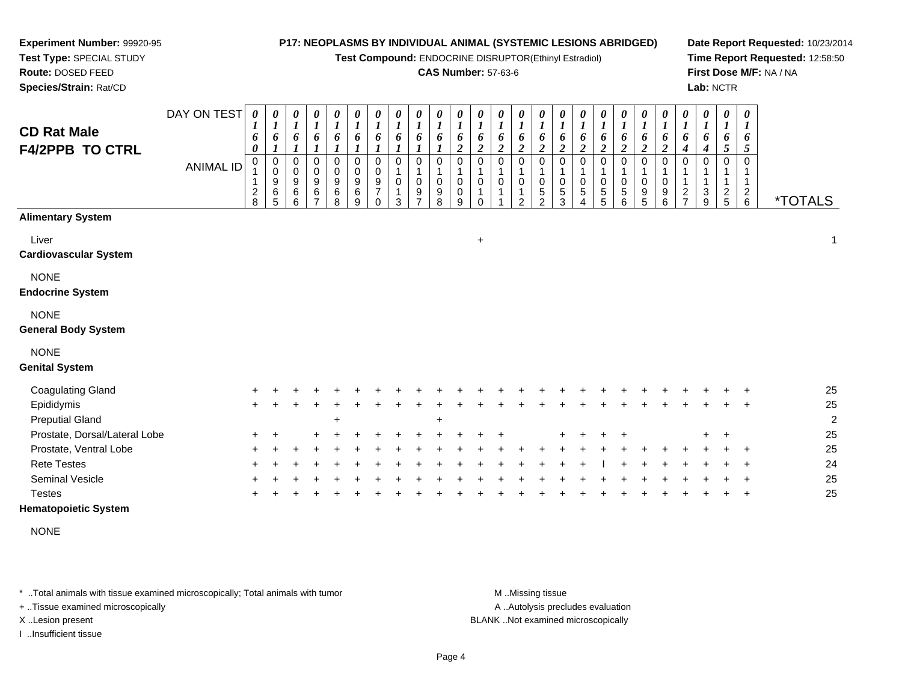**Experiment Number:** 99920-95
**Test Type:** SPECIAL STUDY
**Route:** DOSED FEED
**Species/Strain:** Rat/CD

**P17: NEOPLASMS BY INDIVIDUAL ANIMAL (SYSTEMIC LESIONS ABRIDGED)**
**Test Compound:** ENDOCRINE DISRUPTOR(Ethinyl Estradiol)
**CAS Number:** 57-63-6

**Date Report Requested:** 10/23/2014
**Time Report Requested:** 12:58:50
**First Dose M/F:** NA / NA
**Lab:** NCTR

## CD Rat Male F4/2PPB TO CTRL

| DAY ON TEST | 0160 | 0161 | 0161 | 0161 | 0161 | 0161 | 0161 | 0161 | 0161 | 0161 | 0162 | 0162 | 0162 | 0162 | 0162 | 0162 | 0162 | 0162 | 0162 | 0162 | 0162 | 0164 | 0164 | 0165 | 0165 | |
|---|---|---|---|---|---|---|---|---|---|---|---|---|---|---|---|---|---|---|---|---|---|---|---|---|---|---|
| **ANIMAL ID** | 01128 | 00965 | 00966 | 00967 | 00968 | 00969 | 00970 | 01013 | 01097 | 01098 | 01009 | 01010 | 01011 | 01012 | 01052 | 01053 | 01054 | 01055 | 01056 | 01095 | 01096 | 01127 | 01139 | 01125 | 01126 | ***TOTALS** |
| **Alimentary System** | | | | | | | | | | | | | | | | | | | | | | | | | | |
| Liver | | | | | | | | | | | | + | | | | | | | | | | | | | | 1 |
| **Cardiovascular System** | | | | | | | | | | | | | | | | | | | | | | | | | | |
| NONE | | | | | | | | | | | | | | | | | | | | | | | | | | |
| **Endocrine System** | | | | | | | | | | | | | | | | | | | | | | | | | | |
| NONE | | | | | | | | | | | | | | | | | | | | | | | | | | |
| **General Body System** | | | | | | | | | | | | | | | | | | | | | | | | | | |
| NONE | | | | | | | | | | | | | | | | | | | | | | | | | | |
| **Genital System** | | | | | | | | | | | | | | | | | | | | | | | | | | |
| Coagulating Gland | + | + | + | + | + | + | + | + | + | + | + | + | + | + | + | + | + | + | + | + | + | + | + | + | + | 25 |
| Epididymis | + | + | + | + | + | + | + | + | + | + | + | + | + | + | + | + | + | + | + | + | + | + | + | + | + | 25 |
| Preputial Gland | | | | | + | | | | | + | | | | | | | | | | | | | | | | 2 |
| Prostate, Dorsal/Lateral Lobe | + | + | | + | + | + | + | + | + | + | + | + | + | | | + | + | + | + | | | | + | + | | 25 |
| Prostate, Ventral Lobe | + | + | + | + | + | + | + | + | + | + | + | + | + | + | + | + | + | + | + | + | + | + | + | + | + | 25 |
| Rete Testes | + | + | + | + | + | + | + | + | + | + | + | + | + | + | + | + | + | I | + | + | + | + | + | + | + | 24 |
| Seminal Vesicle | + | + | + | + | + | + | + | + | + | + | + | + | + | + | + | + | + | + | + | + | + | + | + | + | + | 25 |
| Testes | + | + | + | + | + | + | + | + | + | + | + | + | + | + | + | + | + | + | + | + | + | + | + | + | + | 25 |
| **Hematopoietic System** | | | | | | | | | | | | | | | | | | | | | | | | | | |
| NONE | | | | | | | | | | | | | | | | | | | | | | | | | | |

* ..Total animals with tissue examined microscopically; Total animals with tumor
+ ..Tissue examined microscopically
X ..Lesion present
I ..Insufficient tissue

M ..Missing tissue
A ..Autolysis precludes evaluation
BLANK ..Not examined microscopically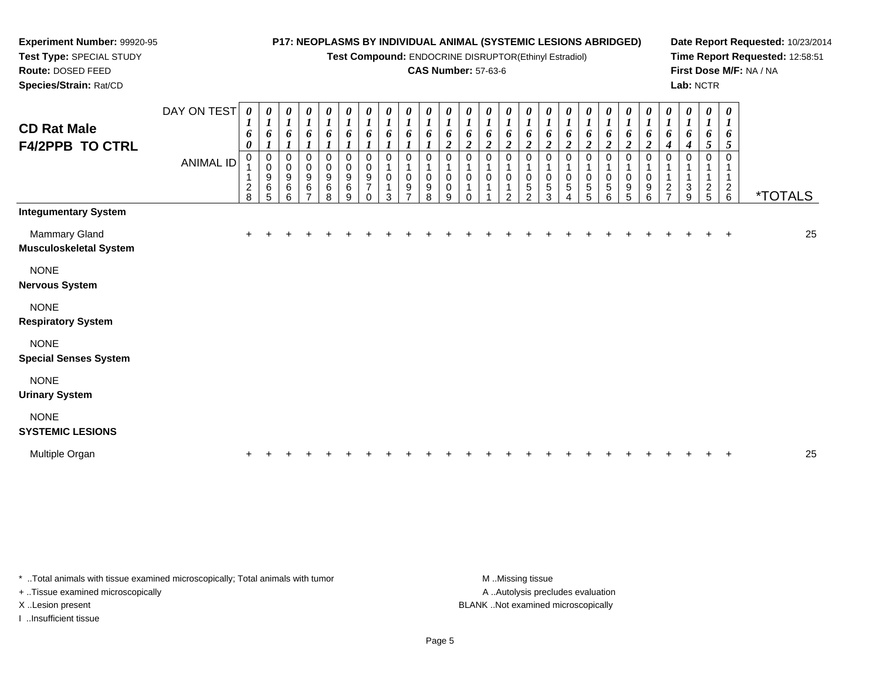**Experiment Number:** 99920-95
**Test Type:** SPECIAL STUDY
**Route:** DOSED FEED
**Species/Strain:** Rat/CD

**P17: NEOPLASMS BY INDIVIDUAL ANIMAL (SYSTEMIC LESIONS ABRIDGED)**
**Test Compound:** ENDOCRINE DISRUPTOR(Ethinyl Estradiol)
**CAS Number:** 57-63-6

**Date Report Requested:** 10/23/2014
**Time Report Requested:** 12:58:51
**First Dose M/F:** NA / NA
**Lab:** NCTR

## CD Rat Male
## F4/2PPB TO CTRL

| DAY ON TEST | 0160 | 0161 | 0161 | 0161 | 0161 | 0161 | 0161 | 0161 | 0161 | 0161 | 0162 | 0162 | 0162 | 0162 | 0162 | 0162 | 0162 | 0162 | 0162 | 0162 | 0162 | 0164 | 0164 | 0165 | 0165 | |
|---|---|---|---|---|---|---|---|---|---|---|---|---|---|---|---|---|---|---|---|---|---|---|---|---|---|---|
| **ANIMAL ID** | 01128 | 00965 | 00966 | 00967 | 00968 | 00969 | 00970 | 01013 | 01097 | 01098 | 01009 | 01010 | 01011 | 01012 | 01052 | 01053 | 01054 | 01055 | 01056 | 01095 | 01096 | 01127 | 01139 | 01125 | 01126 | ***TOTALS** |
| **Integumentary System** | | | | | | | | | | | | | | | | | | | | | | | | | | |
| Mammary Gland | + | + | + | + | + | + | + | + | + | + | + | + | + | + | + | + | + | + | + | + | + | + | + | + | + | 25 |
| **Musculoskeletal System** | | | | | | | | | | | | | | | | | | | | | | | | | | |
| NONE | | | | | | | | | | | | | | | | | | | | | | | | | | |
| **Nervous System** | | | | | | | | | | | | | | | | | | | | | | | | | | |
| NONE | | | | | | | | | | | | | | | | | | | | | | | | | | |
| **Respiratory System** | | | | | | | | | | | | | | | | | | | | | | | | | | |
| NONE | | | | | | | | | | | | | | | | | | | | | | | | | | |
| **Special Senses System** | | | | | | | | | | | | | | | | | | | | | | | | | | |
| NONE | | | | | | | | | | | | | | | | | | | | | | | | | | |
| **Urinary System** | | | | | | | | | | | | | | | | | | | | | | | | | | |
| NONE | | | | | | | | | | | | | | | | | | | | | | | | | | |
| **SYSTEMIC LESIONS** | | | | | | | | | | | | | | | | | | | | | | | | | | |
| Multiple Organ | + | + | + | + | + | + | + | + | + | + | + | + | + | + | + | + | + | + | + | + | + | + | + | + | + | 25 |

* ..Total animals with tissue examined microscopically; Total animals with tumor
+ ..Tissue examined microscopically
X ..Lesion present
I ..Insufficient tissue

M ..Missing tissue
A ..Autolysis precludes evaluation
BLANK ..Not examined microscopically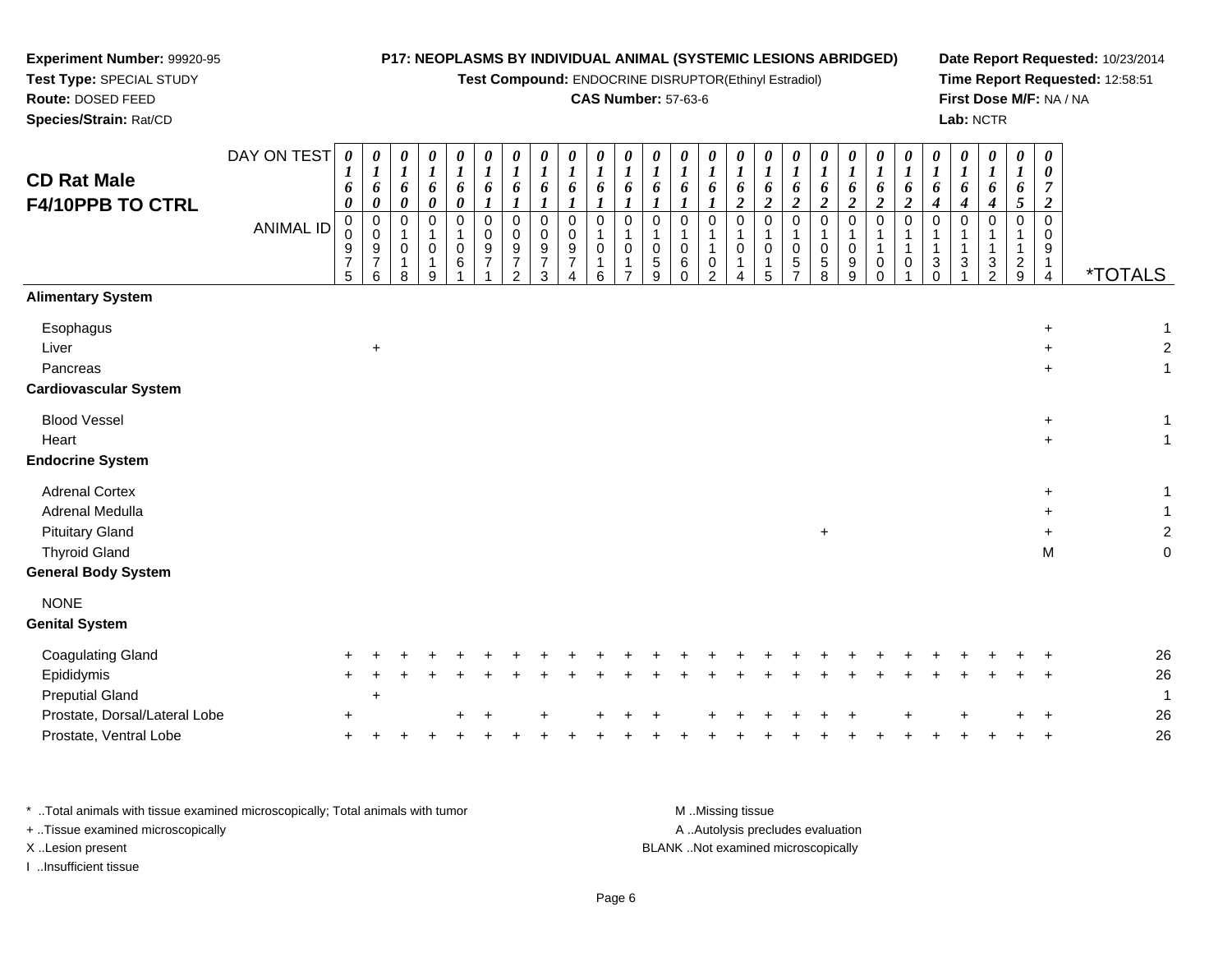**Experiment Number:** 99920-95
**Test Type:** SPECIAL STUDY
**Route:** DOSED FEED
**Species/Strain:** Rat/CD

**P17: NEOPLASMS BY INDIVIDUAL ANIMAL (SYSTEMIC LESIONS ABRIDGED)**
**Test Compound:** ENDOCRINE DISRUPTOR(Ethinyl Estradiol)
**CAS Number:** 57-63-6

**Date Report Requested:** 10/23/2014
**Time Report Requested:** 12:58:51
**First Dose M/F:** NA / NA
**Lab:** NCTR

# CD Rat Male F4/10PPB TO CTRL

| DAY ON TEST | 0160 | 0160 | 0160 | 0160 | 0160 | 0161 | 0161 | 0161 | 0161 | 0161 | 0161 | 0161 | 0161 | 0161 | 0162 | 0162 | 0162 | 0162 | 0162 | 0162 | 0162 | 0164 | 0164 | 0164 | 0165 | 0072 | |
|---|---|---|---|---|---|---|---|---|---|---|---|---|---|---|---|---|---|---|---|---|---|---|---|---|---|---|---|
| **ANIMAL ID** | 00975 | 00976 | 01018 | 01019 | 01061 | 00971 | 00972 | 00973 | 00974 | 01016 | 01017 | 01059 | 01060 | 01102 | 01014 | 01015 | 01057 | 01058 | 01099 | 01100 | 01101 | 01130 | 01131 | 01132 | 01129 | 00914 | ***TOTALS** |
| **Alimentary System** | | | | | | | | | | | | | | | | | | | | | | | | | | | |
| Esophagus | | | | | | | | | | | | | | | | | | | | | | | | | | + | 1 |
| Liver | | + | | | | | | | | | | | | | | | | | | | | | | | | + | 2 |
| Pancreas | | | | | | | | | | | | | | | | | | | | | | | | | | + | 1 |
| **Cardiovascular System** | | | | | | | | | | | | | | | | | | | | | | | | | | | |
| Blood Vessel | | | | | | | | | | | | | | | | | | | | | | | | | | + | 1 |
| Heart | | | | | | | | | | | | | | | | | | | | | | | | | | + | 1 |
| **Endocrine System** | | | | | | | | | | | | | | | | | | | | | | | | | | | |
| Adrenal Cortex | | | | | | | | | | | | | | | | | | | | | | | | | | + | 1 |
| Adrenal Medulla | | | | | | | | | | | | | | | | | | | | | | | | | | + | 1 |
| Pituitary Gland | | | | | | | | | | | | | | | | | | + | | | | | | | | + | 2 |
| Thyroid Gland | | | | | | | | | | | | | | | | | | | | | | | | | | M | 0 |
| **General Body System** | | | | | | | | | | | | | | | | | | | | | | | | | | | |
| NONE | | | | | | | | | | | | | | | | | | | | | | | | | | | |
| **Genital System** | | | | | | | | | | | | | | | | | | | | | | | | | | | |
| Coagulating Gland | + | + | + | + | + | + | + | + | + | + | + | + | + | + | + | + | + | + | + | + | + | + | + | + | + | + | 26 |
| Epididymis | + | + | + | + | + | + | + | + | + | + | + | + | + | + | + | + | + | + | + | + | + | + | + | + | + | + | 26 |
| Preputial Gland | | + | | | | | | | | | | | | | | | | | | | | | | | | | 1 |
| Prostate, Dorsal/Lateral Lobe | + | | | | + | + | | + | | + | + | + | | + | + | + | + | + | + | | + | | + | | + | + | 26 |
| Prostate, Ventral Lobe | + | + | + | + | + | + | + | + | + | + | + | + | + | + | + | + | + | + | + | + | + | + | + | + | + | + | 26 |

\* ..Total animals with tissue examined microscopically; Total animals with tumor
\+ ..Tissue examined microscopically
X ..Lesion present
I ..Insufficient tissue

M ..Missing tissue
A ..Autolysis precludes evaluation
BLANK ..Not examined microscopically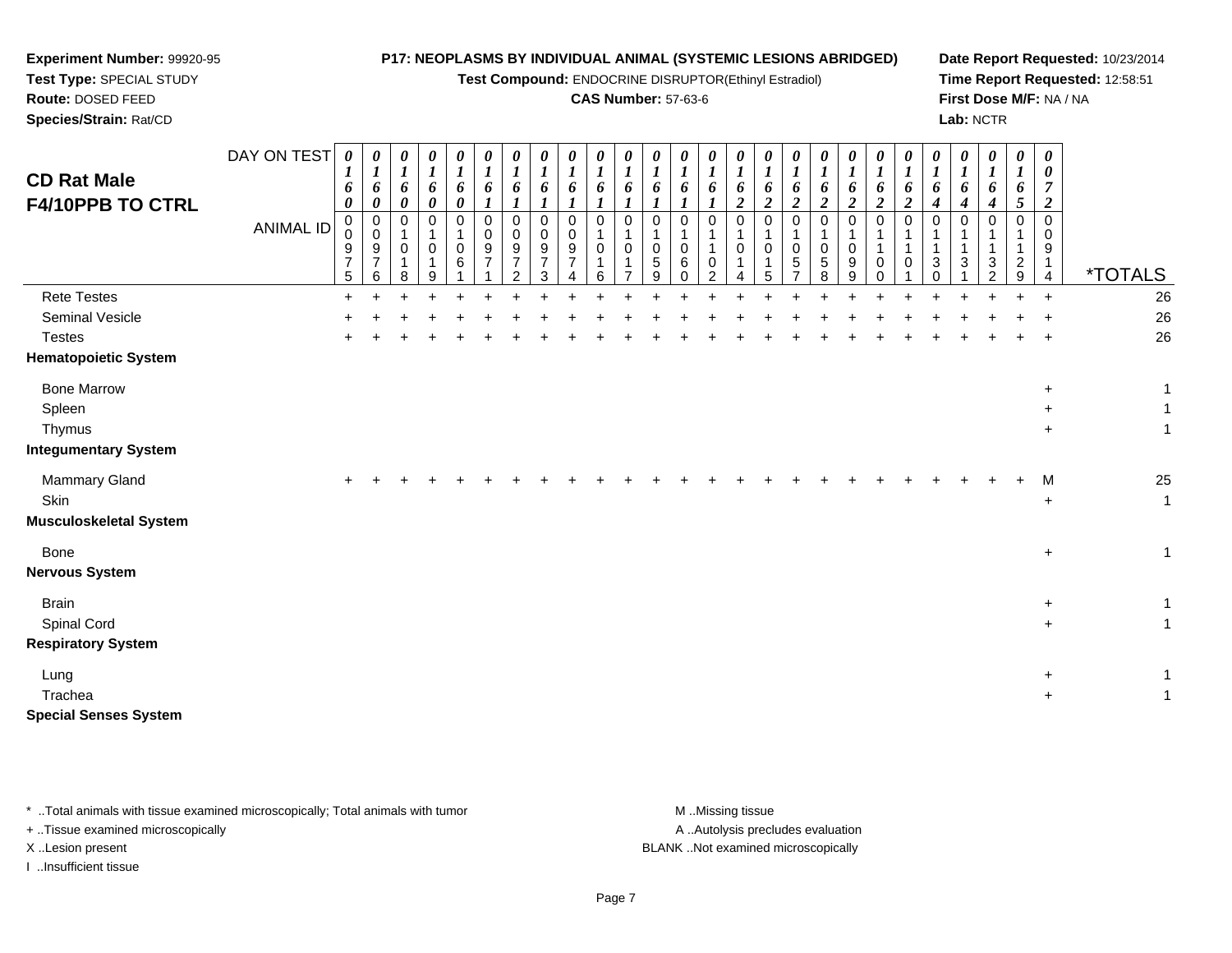**Experiment Number:** 99920-95
**Test Type:** SPECIAL STUDY
**Route:** DOSED FEED
**Species/Strain:** Rat/CD

**P17: NEOPLASMS BY INDIVIDUAL ANIMAL (SYSTEMIC LESIONS ABRIDGED)**
**Test Compound:** ENDOCRINE DISRUPTOR(Ethinyl Estradiol)
**CAS Number:** 57-63-6

**Date Report Requested:** 10/23/2014
**Time Report Requested:** 12:58:51
**First Dose M/F:** NA / NA
**Lab:** NCTR

## CD Rat Male F4/10PPB TO CTRL

| DAY ON TEST | 0160 | 0160 | 0160 | 0160 | 0160 | 0161 | 0161 | 0161 | 0161 | 0161 | 0161 | 0161 | 0161 | 0161 | 0162 | 0162 | 0162 | 0162 | 0162 | 0162 | 0162 | 0164 | 0164 | 0164 | 0165 | 0072 | |
|---|---|---|---|---|---|---|---|---|---|---|---|---|---|---|---|---|---|---|---|---|---|---|---|---|---|---|---|
| **ANIMAL ID** | 00975 | 00976 | 01018 | 01019 | 01061 | 00971 | 00972 | 00973 | 00974 | 01016 | 01017 | 01059 | 01060 | 01102 | 01014 | 01015 | 01057 | 01058 | 01099 | 01100 | 01101 | 01130 | 01131 | 01132 | 01129 | 00914 | ***TOTALS** |
| Rete Testes | + | + | + | + | + | + | + | + | + | + | + | + | + | + | + | + | + | + | + | + | + | + | + | + | + | + | 26 |
| Seminal Vesicle | + | + | + | + | + | + | + | + | + | + | + | + | + | + | + | + | + | + | + | + | + | + | + | + | + | + | 26 |
| Testes | + | + | + | + | + | + | + | + | + | + | + | + | + | + | + | + | + | + | + | + | + | + | + | + | + | + | 26 |
| **Hematopoietic System** | | | | | | | | | | | | | | | | | | | | | | | | | | | |
| Bone Marrow | | | | | | | | | | | | | | | | | | | | | | | | | | + | 1 |
| Spleen | | | | | | | | | | | | | | | | | | | | | | | | | | + | 1 |
| Thymus | | | | | | | | | | | | | | | | | | | | | | | | | | + | 1 |
| **Integumentary System** | | | | | | | | | | | | | | | | | | | | | | | | | | | |
| Mammary Gland | + | + | + | + | + | + | + | + | + | + | + | + | + | + | + | + | + | + | + | + | + | + | + | + | + | M | 25 |
| Skin | | | | | | | | | | | | | | | | | | | | | | | | | | + | 1 |
| **Musculoskeletal System** | | | | | | | | | | | | | | | | | | | | | | | | | | | |
| Bone | | | | | | | | | | | | | | | | | | | | | | | | | | + | 1 |
| **Nervous System** | | | | | | | | | | | | | | | | | | | | | | | | | | | |
| Brain | | | | | | | | | | | | | | | | | | | | | | | | | | + | 1 |
| Spinal Cord | | | | | | | | | | | | | | | | | | | | | | | | | | + | 1 |
| **Respiratory System** | | | | | | | | | | | | | | | | | | | | | | | | | | | |
| Lung | | | | | | | | | | | | | | | | | | | | | | | | | | + | 1 |
| Trachea | | | | | | | | | | | | | | | | | | | | | | | | | | + | 1 |
| **Special Senses System** | | | | | | | | | | | | | | | | | | | | | | | | | | | |

\* ..Total animals with tissue examined microscopically; Total animals with tumor
\+ ..Tissue examined microscopically
X ..Lesion present
I ..Insufficient tissue

M ..Missing tissue
A ..Autolysis precludes evaluation
BLANK ..Not examined microscopically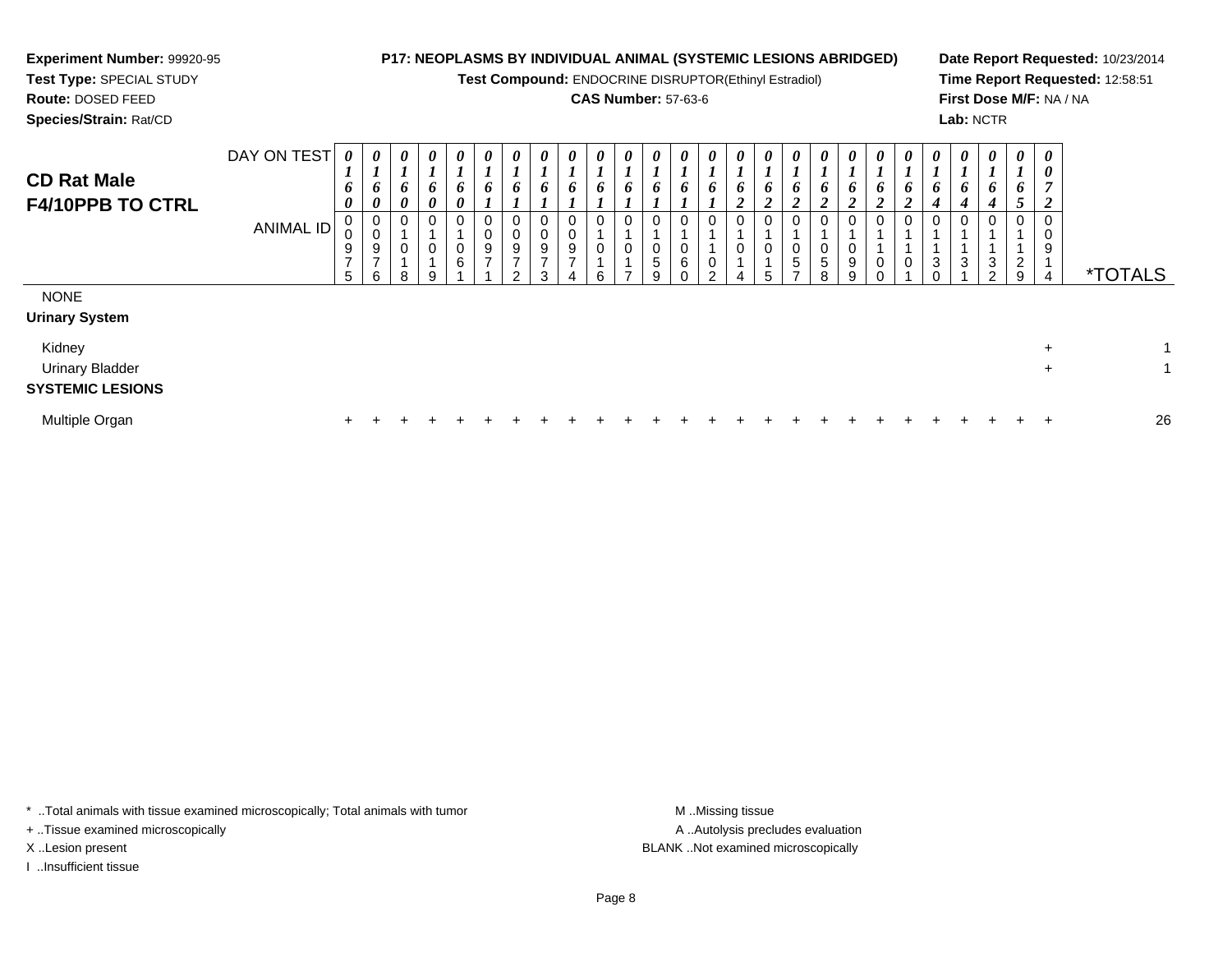**Experiment Number:** 99920-95
**Test Type:** SPECIAL STUDY
**Route:** DOSED FEED
**Species/Strain:** Rat/CD

**P17: NEOPLASMS BY INDIVIDUAL ANIMAL (SYSTEMIC LESIONS ABRIDGED)**
**Test Compound:** ENDOCRINE DISRUPTOR(Ethinyl Estradiol)
**CAS Number:** 57-63-6

**Date Report Requested:** 10/23/2014
**Time Report Requested:** 12:58:51
**First Dose M/F:** NA / NA
**Lab:** NCTR

## CD Rat Male F4/10PPB TO CTRL

| DAY ON TEST | 0160 | 0160 | 0160 | 0160 | 0160 | 0161 | 0161 | 0161 | 0161 | 0161 | 0161 | 0161 | 0161 | 0161 | 0162 | 0162 | 0162 | 0162 | 0162 | 0162 | 0162 | 0164 | 0164 | 0164 | 0165 | 0072 | |
|---|---|---|---|---|---|---|---|---|---|---|---|---|---|---|---|---|---|---|---|---|---|---|---|---|---|---|---|
| **ANIMAL ID** | 00975 | 00976 | 01018 | 01019 | 01061 | 00971 | 00972 | 00973 | 00974 | 01016 | 01017 | 01059 | 01060 | 01102 | 01014 | 01015 | 01057 | 01058 | 01099 | 01100 | 01101 | 01130 | 01131 | 01132 | 01129 | 00914 | ***TOTALS** |
| NONE | | | | | | | | | | | | | | | | | | | | | | | | | | | |
| **Urinary System** | | | | | | | | | | | | | | | | | | | | | | | | | | | |
| Kidney | | | | | | | | | | | | | | | | | | | | | | | | | | + | 1 |
| Urinary Bladder | | | | | | | | | | | | | | | | | | | | | | | | | | + | 1 |
| **SYSTEMIC LESIONS** | | | | | | | | | | | | | | | | | | | | | | | | | | | |
| Multiple Organ | + | + | + | + | + | + | + | + | + | + | + | + | + | + | + | + | + | + | + | + | + | + | + | + | + | + | 26 |

\* ..Total animals with tissue examined microscopically; Total animals with tumor
+ ..Tissue examined microscopically
X ..Lesion present
I ..Insufficient tissue

M ..Missing tissue
A ..Autolysis precludes evaluation
BLANK ..Not examined microscopically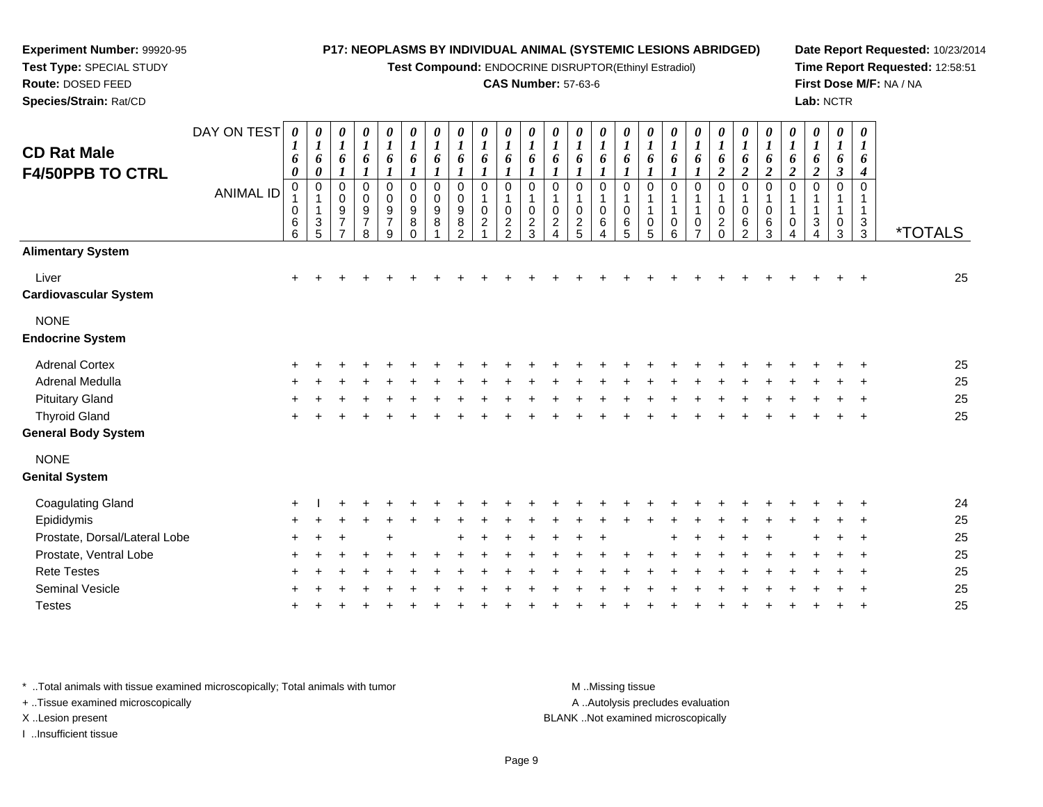**Experiment Number:** 99920-95
**Test Type:** SPECIAL STUDY
**Route:** DOSED FEED
**Species/Strain:** Rat/CD

**P17: NEOPLASMS BY INDIVIDUAL ANIMAL (SYSTEMIC LESIONS ABRIDGED)**
**Test Compound:** ENDOCRINE DISRUPTOR(Ethinyl Estradiol)
**CAS Number:** 57-63-6

**Date Report Requested:** 10/23/2014
**Time Report Requested:** 12:58:51
**First Dose M/F:** NA / NA
**Lab:** NCTR

# CD Rat Male F4/50PPB TO CTRL

| DAY ON TEST | 0160 | 0160 | 0161 | 0161 | 0161 | 0161 | 0161 | 0161 | 0161 | 0161 | 0161 | 0161 | 0161 | 0161 | 0161 | 0161 | 0161 | 0161 | 0162 | 0162 | 0162 | 0162 | 0162 | 0163 | 0164 | |
|---|---|---|---|---|---|---|---|---|---|---|---|---|---|---|---|---|---|---|---|---|---|---|---|---|---|---|
| **ANIMAL ID** | 01066 | 01135 | 00977 | 00978 | 00979 | 00980 | 00981 | 00982 | 01021 | 01022 | 01023 | 01024 | 01025 | 01064 | 01065 | 01105 | 01106 | 01107 | 01020 | 01062 | 01063 | 01104 | 01134 | 01103 | 01133 | ***TOTALS** |
| **Alimentary System** | | | | | | | | | | | | | | | | | | | | | | | | | | |
| Liver | + | + | + | + | + | + | + | + | + | + | + | + | + | + | + | + | + | + | + | + | + | + | + | + | + | 25 |
| **Cardiovascular System** | | | | | | | | | | | | | | | | | | | | | | | | | | |
| NONE | | | | | | | | | | | | | | | | | | | | | | | | | | |
| **Endocrine System** | | | | | | | | | | | | | | | | | | | | | | | | | | |
| Adrenal Cortex | + | + | + | + | + | + | + | + | + | + | + | + | + | + | + | + | + | + | + | + | + | + | + | + | + | 25 |
| Adrenal Medulla | + | + | + | + | + | + | + | + | + | + | + | + | + | + | + | + | + | + | + | + | + | + | + | + | + | 25 |
| Pituitary Gland | + | + | + | + | + | + | + | + | + | + | + | + | + | + | + | + | + | + | + | + | + | + | + | + | + | 25 |
| Thyroid Gland | + | + | + | + | + | + | + | + | + | + | + | + | + | + | + | + | + | + | + | + | + | + | + | + | + | 25 |
| **General Body System** | | | | | | | | | | | | | | | | | | | | | | | | | | |
| NONE | | | | | | | | | | | | | | | | | | | | | | | | | | |
| **Genital System** | | | | | | | | | | | | | | | | | | | | | | | | | | |
| Coagulating Gland | + | I | + | + | + | + | + | + | + | + | + | + | + | + | + | + | + | + | + | + | + | + | + | + | + | 24 |
| Epididymis | + | + | + | + | + | + | + | + | + | + | + | + | + | + | + | + | + | + | + | + | + | + | + | + | + | 25 |
| Prostate, Dorsal/Lateral Lobe | + | + | + | | + | | | + | + | + | + | + | + | + | | | + | + | + | + | + | | + | + | + | 25 |
| Prostate, Ventral Lobe | + | + | + | + | + | + | + | + | + | + | + | + | + | + | + | + | + | + | + | + | + | + | + | + | + | 25 |
| Rete Testes | + | + | + | + | + | + | + | + | + | + | + | + | + | + | + | + | + | + | + | + | + | + | + | + | + | 25 |
| Seminal Vesicle | + | + | + | + | + | + | + | + | + | + | + | + | + | + | + | + | + | + | + | + | + | + | + | + | + | 25 |
| Testes | + | + | + | + | + | + | + | + | + | + | + | + | + | + | + | + | + | + | + | + | + | + | + | + | + | 25 |

* ..Total animals with tissue examined microscopically; Total animals with tumor
+ ..Tissue examined microscopically
X ..Lesion present
I ..Insufficient tissue

M ..Missing tissue
A ..Autolysis precludes evaluation
BLANK ..Not examined microscopically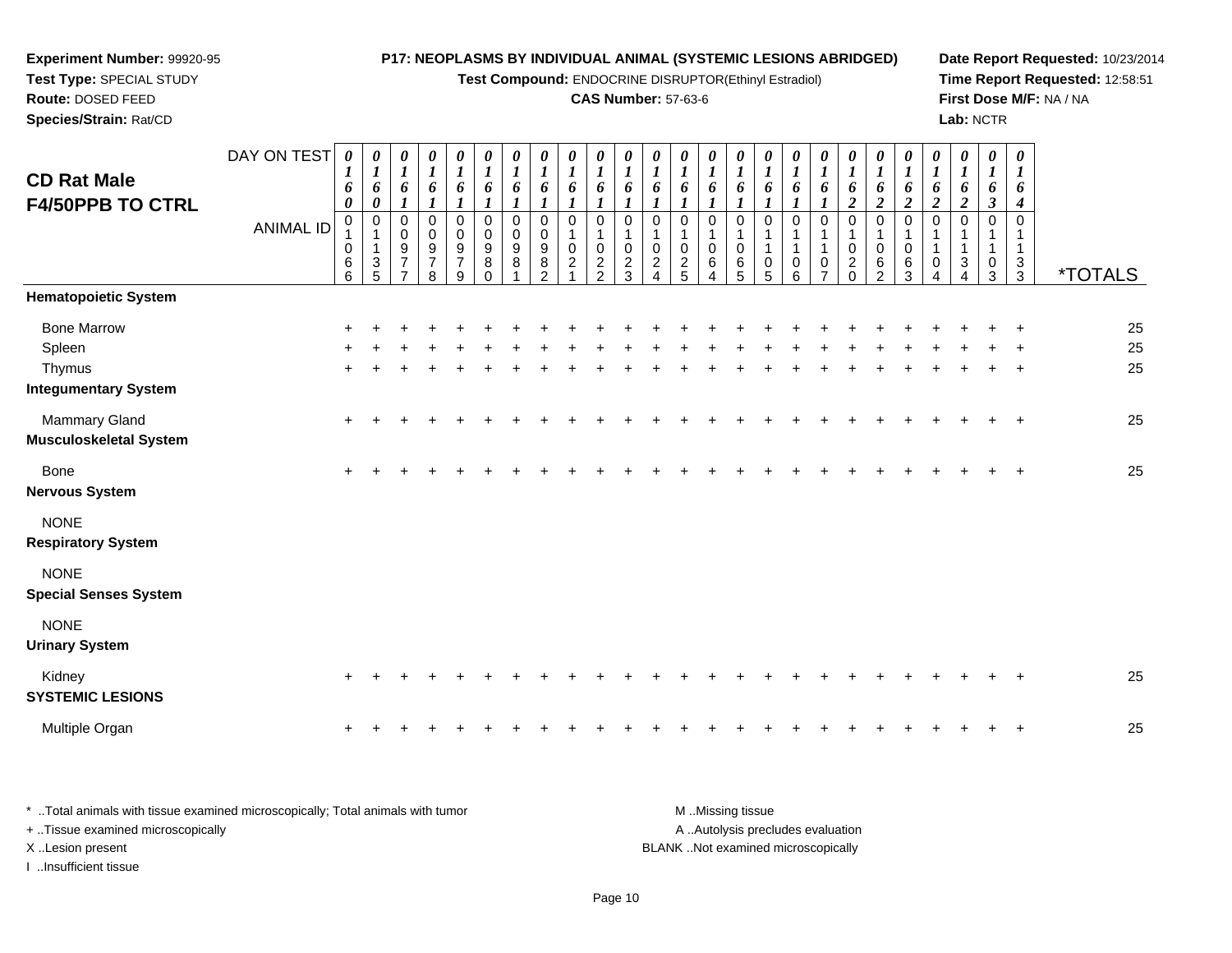**Experiment Number:** 99920-95
**Test Type:** SPECIAL STUDY
**Route:** DOSED FEED
**Species/Strain:** Rat/CD

**P17: NEOPLASMS BY INDIVIDUAL ANIMAL (SYSTEMIC LESIONS ABRIDGED)**
**Test Compound:** ENDOCRINE DISRUPTOR(Ethinyl Estradiol)
**CAS Number:** 57-63-6

**Date Report Requested:** 10/23/2014
**Time Report Requested:** 12:58:51
**First Dose M/F:** NA / NA
**Lab:** NCTR

## CD Rat Male F4/50PPB TO CTRL

| DAY ON TEST | 0160 | 0160 | 0161 | 0161 | 0161 | 0161 | 0161 | 0161 | 0161 | 0161 | 0161 | 0161 | 0161 | 0161 | 0161 | 0161 | 0161 | 0161 | 0162 | 0162 | 0162 | 0162 | 0162 | 0163 | 0164 | |
|---|---|---|---|---|---|---|---|---|---|---|---|---|---|---|---|---|---|---|---|---|---|---|---|---|---|---|
| **ANIMAL ID** | 01066 | 01135 | 00977 | 00978 | 00979 | 00980 | 00981 | 00982 | 01021 | 01022 | 01023 | 01024 | 01025 | 01064 | 01065 | 01105 | 01106 | 01107 | 01020 | 01062 | 01063 | 01104 | 01134 | 01103 | 01133 | ***TOTALS** |
| **Hematopoietic System** | | | | | | | | | | | | | | | | | | | | | | | | | | |
| Bone Marrow | + | + | + | + | + | + | + | + | + | + | + | + | + | + | + | + | + | + | + | + | + | + | + | + | + | 25 |
| Spleen | + | + | + | + | + | + | + | + | + | + | + | + | + | + | + | + | + | + | + | + | + | + | + | + | + | 25 |
| Thymus | + | + | + | + | + | + | + | + | + | + | + | + | + | + | + | + | + | + | + | + | + | + | + | + | + | 25 |
| **Integumentary System** | | | | | | | | | | | | | | | | | | | | | | | | | | |
| Mammary Gland | + | + | + | + | + | + | + | + | + | + | + | + | + | + | + | + | + | + | + | + | + | + | + | + | + | 25 |
| **Musculoskeletal System** | | | | | | | | | | | | | | | | | | | | | | | | | | |
| Bone | + | + | + | + | + | + | + | + | + | + | + | + | + | + | + | + | + | + | + | + | + | + | + | + | + | 25 |
| **Nervous System** | | | | | | | | | | | | | | | | | | | | | | | | | | |
| NONE | | | | | | | | | | | | | | | | | | | | | | | | | | |
| **Respiratory System** | | | | | | | | | | | | | | | | | | | | | | | | | | |
| NONE | | | | | | | | | | | | | | | | | | | | | | | | | | |
| **Special Senses System** | | | | | | | | | | | | | | | | | | | | | | | | | | |
| NONE | | | | | | | | | | | | | | | | | | | | | | | | | | |
| **Urinary System** | | | | | | | | | | | | | | | | | | | | | | | | | | |
| Kidney | + | + | + | + | + | + | + | + | + | + | + | + | + | + | + | + | + | + | + | + | + | + | + | + | + | 25 |
| **SYSTEMIC LESIONS** | | | | | | | | | | | | | | | | | | | | | | | | | | |
| Multiple Organ | + | + | + | + | + | + | + | + | + | + | + | + | + | + | + | + | + | + | + | + | + | + | + | + | + | 25 |

\* ..Total animals with tissue examined microscopically; Total animals with tumor
+ ..Tissue examined microscopically
X ..Lesion present
I ..Insufficient tissue

M ..Missing tissue
A ..Autolysis precludes evaluation
BLANK ..Not examined microscopically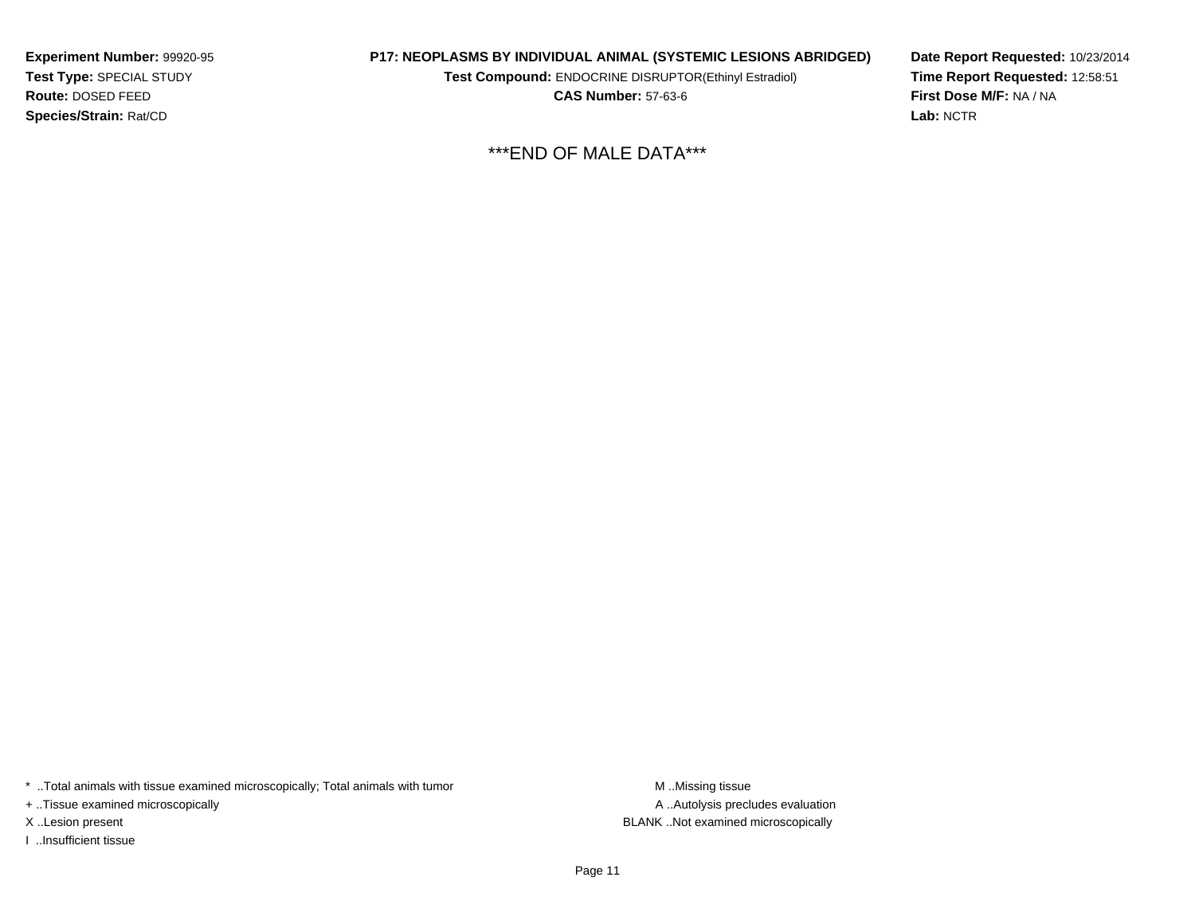**Experiment Number:** 99920-95
**Test Type:** SPECIAL STUDY
**Route:** DOSED FEED
**Species/Strain:** Rat/CD

**P17: NEOPLASMS BY INDIVIDUAL ANIMAL (SYSTEMIC LESIONS ABRIDGED)**
**Test Compound:** ENDOCRINE DISRUPTOR(Ethinyl Estradiol)
**CAS Number:** 57-63-6

**Date Report Requested:** 10/23/2014
**Time Report Requested:** 12:58:51
**First Dose M/F:** NA / NA
**Lab:** NCTR

***END OF MALE DATA***

* ..Total animals with tissue examined microscopically; Total animals with tumor
+ ..Tissue examined microscopically
X ..Lesion present
I ..Insufficient tissue

M ..Missing tissue
A ..Autolysis precludes evaluation
BLANK ..Not examined microscopically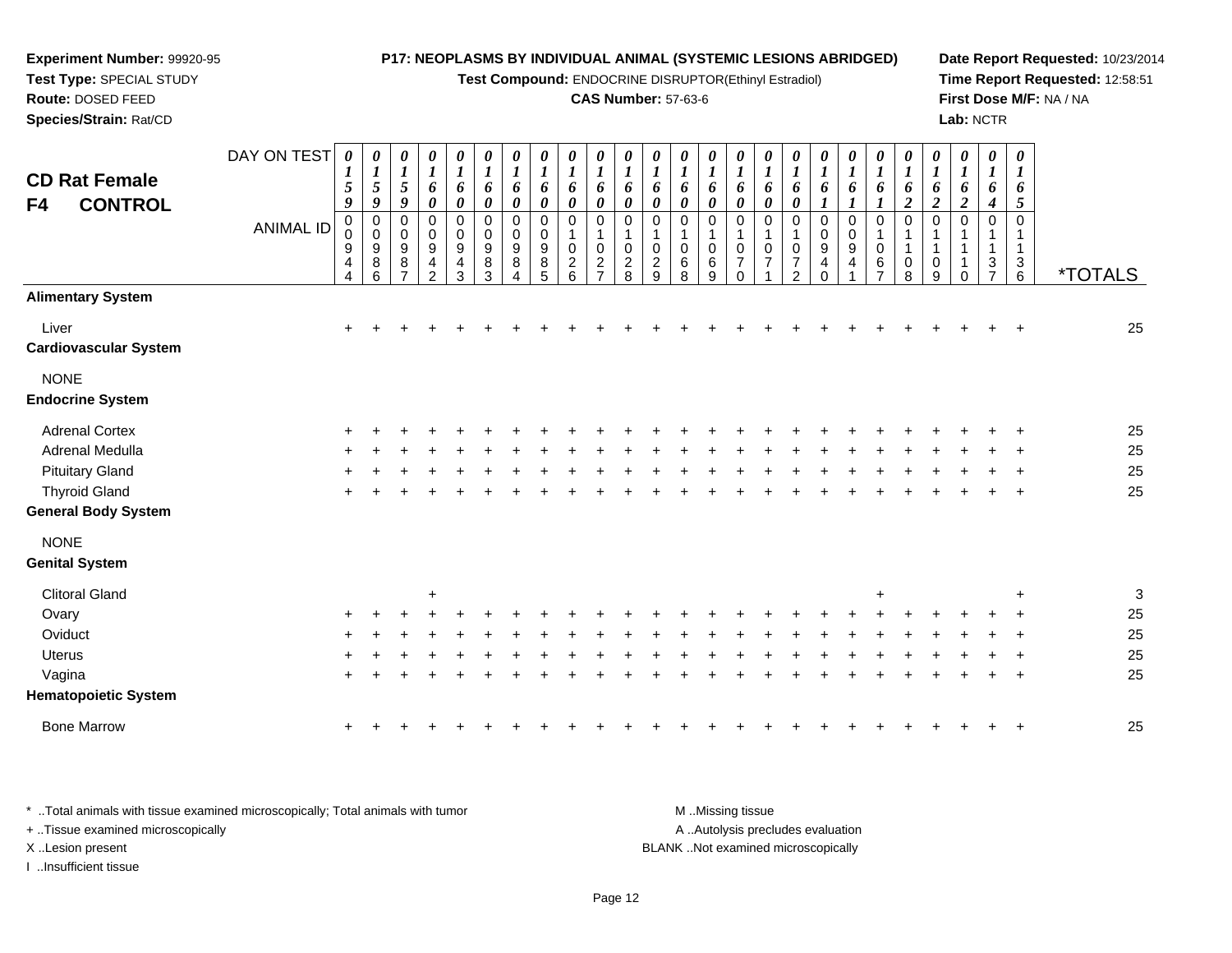**Experiment Number:** 99920-95
**Test Type:** SPECIAL STUDY
**Route:** DOSED FEED
**Species/Strain:** Rat/CD

**P17: NEOPLASMS BY INDIVIDUAL ANIMAL (SYSTEMIC LESIONS ABRIDGED)**
**Test Compound:** ENDOCRINE DISRUPTOR(Ethinyl Estradiol)
**CAS Number:** 57-63-6

**Date Report Requested:** 10/23/2014
**Time Report Requested:** 12:58:51
**First Dose M/F:** NA / NA
**Lab:** NCTR

## CD Rat Female F4 CONTROL

| DAY ON TEST | 0159 | 0159 | 0159 | 0160 | 0160 | 0160 | 0160 | 0160 | 0160 | 0160 | 0160 | 0160 | 0160 | 0160 | 0160 | 0160 | 0160 | 0161 | 0161 | 0161 | 0162 | 0162 | 0162 | 0164 | 0165 | |
|---|---|---|---|---|---|---|---|---|---|---|---|---|---|---|---|---|---|---|---|---|---|---|---|---|---|---|
| **ANIMAL ID** | 00944 | 00986 | 00987 | 00942 | 00943 | 00983 | 00984 | 00985 | 01026 | 01027 | 01028 | 01029 | 01068 | 01069 | 01070 | 01071 | 01072 | 00940 | 00941 | 01067 | 01108 | 01109 | 01110 | 01137 | 01136 | ***TOTALS** |
| **Alimentary System** | | | | | | | | | | | | | | | | | | | | | | | | | | |
| Liver | + | + | + | + | + | + | + | + | + | + | + | + | + | + | + | + | + | + | + | + | + | + | + | + | + | 25 |
| **Cardiovascular System** | | | | | | | | | | | | | | | | | | | | | | | | | | |
| NONE | | | | | | | | | | | | | | | | | | | | | | | | | | |
| **Endocrine System** | | | | | | | | | | | | | | | | | | | | | | | | | | |
| Adrenal Cortex | + | + | + | + | + | + | + | + | + | + | + | + | + | + | + | + | + | + | + | + | + | + | + | + | + | 25 |
| Adrenal Medulla | + | + | + | + | + | + | + | + | + | + | + | + | + | + | + | + | + | + | + | + | + | + | + | + | + | 25 |
| Pituitary Gland | + | + | + | + | + | + | + | + | + | + | + | + | + | + | + | + | + | + | + | + | + | + | + | + | + | 25 |
| Thyroid Gland | + | + | + | + | + | + | + | + | + | + | + | + | + | + | + | + | + | + | + | + | + | + | + | + | + | 25 |
| **General Body System** | | | | | | | | | | | | | | | | | | | | | | | | | | |
| NONE | | | | | | | | | | | | | | | | | | | | | | | | | | |
| **Genital System** | | | | | | | | | | | | | | | | | | | | | | | | | | |
| Clitoral Gland | | | | + | | | | | | | | | | | | | | | | + | | | | | + | 3 |
| Ovary | + | + | + | + | + | + | + | + | + | + | + | + | + | + | + | + | + | + | + | + | + | + | + | + | + | 25 |
| Oviduct | + | + | + | + | + | + | + | + | + | + | + | + | + | + | + | + | + | + | + | + | + | + | + | + | + | 25 |
| Uterus | + | + | + | + | + | + | + | + | + | + | + | + | + | + | + | + | + | + | + | + | + | + | + | + | + | 25 |
| Vagina | + | + | + | + | + | + | + | + | + | + | + | + | + | + | + | + | + | + | + | + | + | + | + | + | + | 25 |
| **Hematopoietic System** | | | | | | | | | | | | | | | | | | | | | | | | | | |
| Bone Marrow | + | + | + | + | + | + | + | + | + | + | + | + | + | + | + | + | + | + | + | + | + | + | + | + | + | 25 |

\* ..Total animals with tissue examined microscopically; Total animals with tumor
\+ ..Tissue examined microscopically
X ..Lesion present
I ..Insufficient tissue

M ..Missing tissue
A ..Autolysis precludes evaluation
BLANK ..Not examined microscopically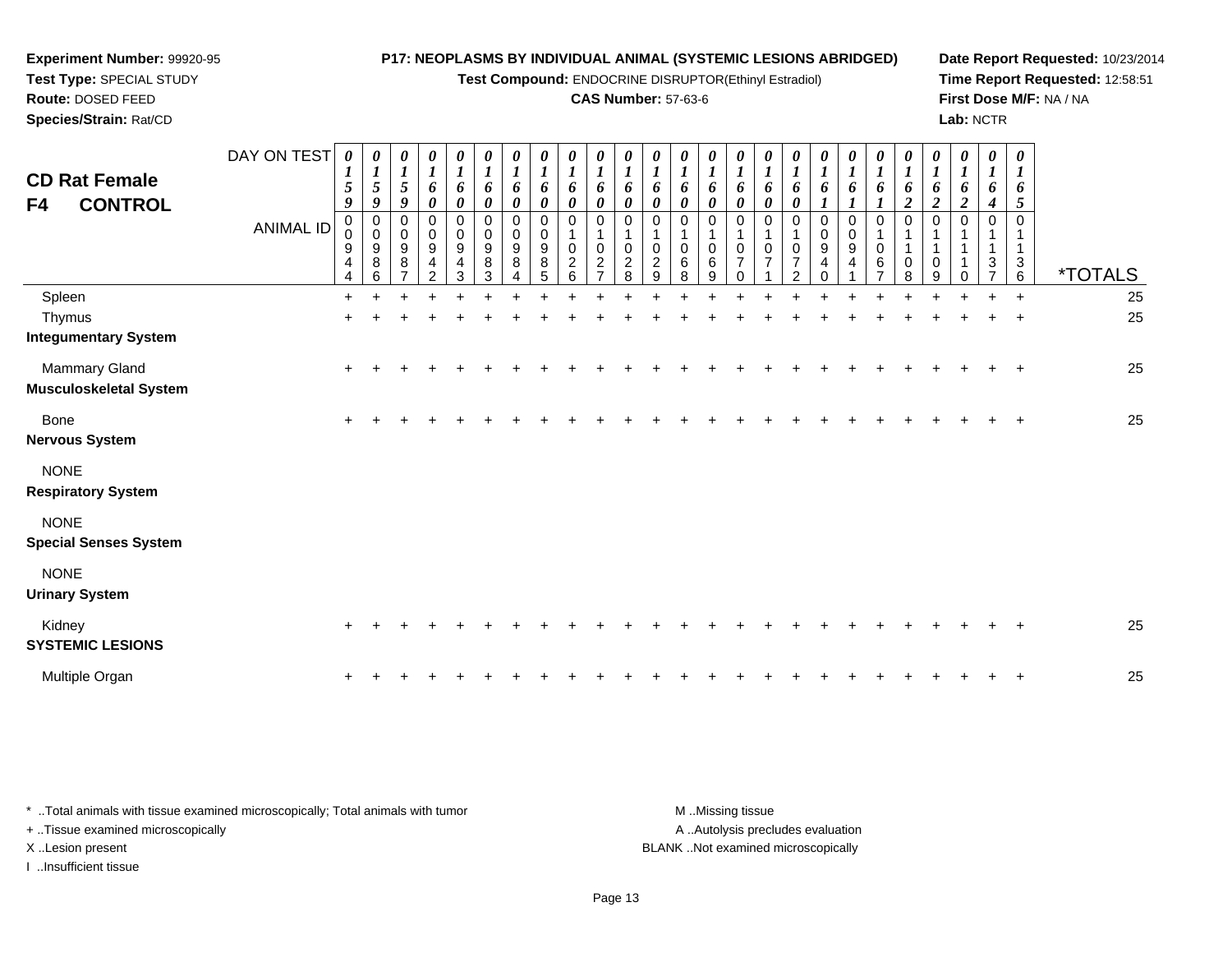**Experiment Number:** 99920-95
**Test Type:** SPECIAL STUDY
**Route:** DOSED FEED
**Species/Strain:** Rat/CD

**P17: NEOPLASMS BY INDIVIDUAL ANIMAL (SYSTEMIC LESIONS ABRIDGED)**
**Test Compound:** ENDOCRINE DISRUPTOR(Ethinyl Estradiol)
**CAS Number:** 57-63-6

**Date Report Requested:** 10/23/2014
**Time Report Requested:** 12:58:51
**First Dose M/F:** NA / NA
**Lab:** NCTR

## CD Rat Female
## F4 CONTROL

| DAY ON TEST | 0159 | 0159 | 0159 | 0160 | 0160 | 0160 | 0160 | 0160 | 0160 | 0160 | 0160 | 0160 | 0160 | 0160 | 0160 | 0160 | 0160 | 0161 | 0161 | 0161 | 0162 | 0162 | 0162 | 0164 | 0165 | |
|---|---|---|---|---|---|---|---|---|---|---|---|---|---|---|---|---|---|---|---|---|---|---|---|---|---|---|
| **ANIMAL ID** | 00944 | 00986 | 00987 | 00942 | 00943 | 00983 | 00984 | 00985 | 01026 | 01027 | 01028 | 01029 | 01068 | 01069 | 01070 | 01071 | 01072 | 00940 | 00941 | 01067 | 01108 | 01109 | 01110 | 01137 | 01136 | ***TOTALS** |
| Spleen | + | + | + | + | + | + | + | + | + | + | + | + | + | + | + | + | + | + | + | + | + | + | + | + | + | 25 |
| Thymus | + | + | + | + | + | + | + | + | + | + | + | + | + | + | + | + | + | + | + | + | + | + | + | + | + | 25 |
| **Integumentary System** | | | | | | | | | | | | | | | | | | | | | | | | | | |
| Mammary Gland | + | + | + | + | + | + | + | + | + | + | + | + | + | + | + | + | + | + | + | + | + | + | + | + | + | 25 |
| **Musculoskeletal System** | | | | | | | | | | | | | | | | | | | | | | | | | | |
| Bone | + | + | + | + | + | + | + | + | + | + | + | + | + | + | + | + | + | + | + | + | + | + | + | + | + | 25 |
| **Nervous System** | | | | | | | | | | | | | | | | | | | | | | | | | | |
| NONE | | | | | | | | | | | | | | | | | | | | | | | | | | |
| **Respiratory System** | | | | | | | | | | | | | | | | | | | | | | | | | | |
| NONE | | | | | | | | | | | | | | | | | | | | | | | | | | |
| **Special Senses System** | | | | | | | | | | | | | | | | | | | | | | | | | | |
| NONE | | | | | | | | | | | | | | | | | | | | | | | | | | |
| **Urinary System** | | | | | | | | | | | | | | | | | | | | | | | | | | |
| Kidney | + | + | + | + | + | + | + | + | + | + | + | + | + | + | + | + | + | + | + | + | + | + | + | + | + | 25 |
| **SYSTEMIC LESIONS** | | | | | | | | | | | | | | | | | | | | | | | | | | |
| Multiple Organ | + | + | + | + | + | + | + | + | + | + | + | + | + | + | + | + | + | + | + | + | + | + | + | + | + | 25 |

\* ..Total animals with tissue examined microscopically; Total animals with tumor
\+ ..Tissue examined microscopically
X ..Lesion present
I ..Insufficient tissue

M ..Missing tissue
A ..Autolysis precludes evaluation
BLANK ..Not examined microscopically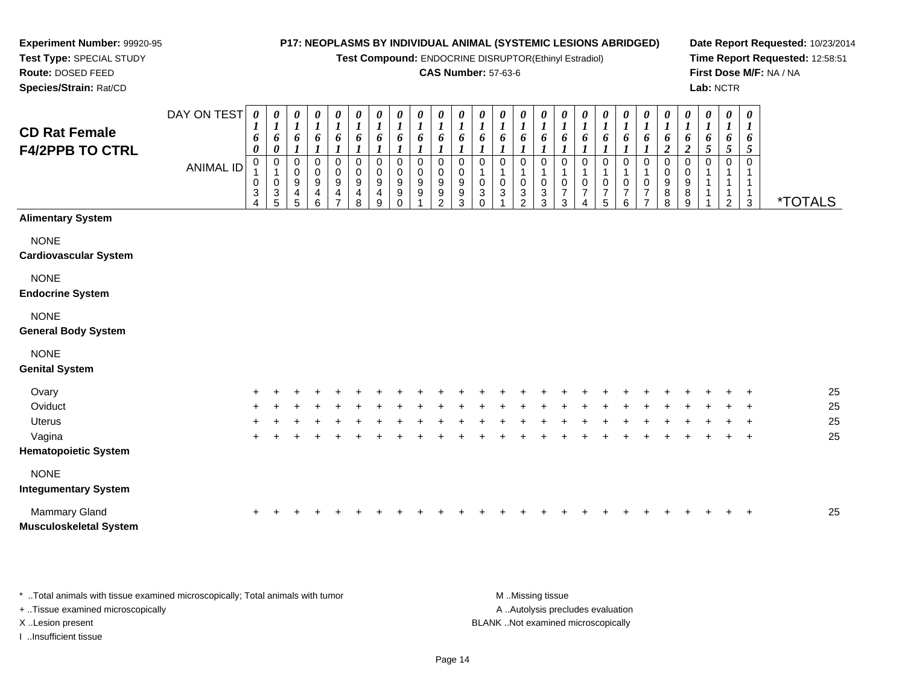**Experiment Number:** 99920-95
**Test Type:** SPECIAL STUDY
**Route:** DOSED FEED
**Species/Strain:** Rat/CD

**P17: NEOPLASMS BY INDIVIDUAL ANIMAL (SYSTEMIC LESIONS ABRIDGED)**
**Test Compound:** ENDOCRINE DISRUPTOR(Ethinyl Estradiol)
**CAS Number:** 57-63-6

**Date Report Requested:** 10/23/2014
**Time Report Requested:** 12:58:51
**First Dose M/F:** NA / NA
**Lab:** NCTR

## CD Rat Female F4/2PPB TO CTRL

| DAY ON TEST | 0160 | 0160 | 0161 | 0161 | 0161 | 0161 | 0161 | 0161 | 0161 | 0161 | 0161 | 0161 | 0161 | 0161 | 0161 | 0161 | 0161 | 0161 | 0161 | 0161 | 0162 | 0162 | 0165 | 0165 | 0165 | |
|---|---|---|---|---|---|---|---|---|---|---|---|---|---|---|---|---|---|---|---|---|---|---|---|---|---|---|
| **ANIMAL ID** | 01034 | 01035 | 00945 | 00946 | 00947 | 00948 | 00949 | 00990 | 00991 | 00992 | 00993 | 01030 | 01031 | 01032 | 01033 | 01073 | 01074 | 01075 | 01076 | 01077 | 00988 | 00989 | 01111 | 01112 | 01113 | ***TOTALS** |
| **Alimentary System** | | | | | | | | | | | | | | | | | | | | | | | | | | |
| NONE | | | | | | | | | | | | | | | | | | | | | | | | | | |
| **Cardiovascular System** | | | | | | | | | | | | | | | | | | | | | | | | | | |
| NONE | | | | | | | | | | | | | | | | | | | | | | | | | | |
| **Endocrine System** | | | | | | | | | | | | | | | | | | | | | | | | | | |
| NONE | | | | | | | | | | | | | | | | | | | | | | | | | | |
| **General Body System** | | | | | | | | | | | | | | | | | | | | | | | | | | |
| NONE | | | | | | | | | | | | | | | | | | | | | | | | | | |
| **Genital System** | | | | | | | | | | | | | | | | | | | | | | | | | | |
| Ovary | + | + | + | + | + | + | + | + | + | + | + | + | + | + | + | + | + | + | + | + | + | + | + | + | + | 25 |
| Oviduct | + | + | + | + | + | + | + | + | + | + | + | + | + | + | + | + | + | + | + | + | + | + | + | + | + | 25 |
| Uterus | + | + | + | + | + | + | + | + | + | + | + | + | + | + | + | + | + | + | + | + | + | + | + | + | + | 25 |
| Vagina | + | + | + | + | + | + | + | + | + | + | + | + | + | + | + | + | + | + | + | + | + | + | + | + | + | 25 |
| **Hematopoietic System** | | | | | | | | | | | | | | | | | | | | | | | | | | |
| NONE | | | | | | | | | | | | | | | | | | | | | | | | | | |
| **Integumentary System** | | | | | | | | | | | | | | | | | | | | | | | | | | |
| Mammary Gland | + | + | + | + | + | + | + | + | + | + | + | + | + | + | + | + | + | + | + | + | + | + | + | + | + | 25 |
| **Musculoskeletal System** | | | | | | | | | | | | | | | | | | | | | | | | | | |

\* ..Total animals with tissue examined microscopically; Total animals with tumor
\+ ..Tissue examined microscopically
X ..Lesion present
I ..Insufficient tissue

M ..Missing tissue
A ..Autolysis precludes evaluation
BLANK ..Not examined microscopically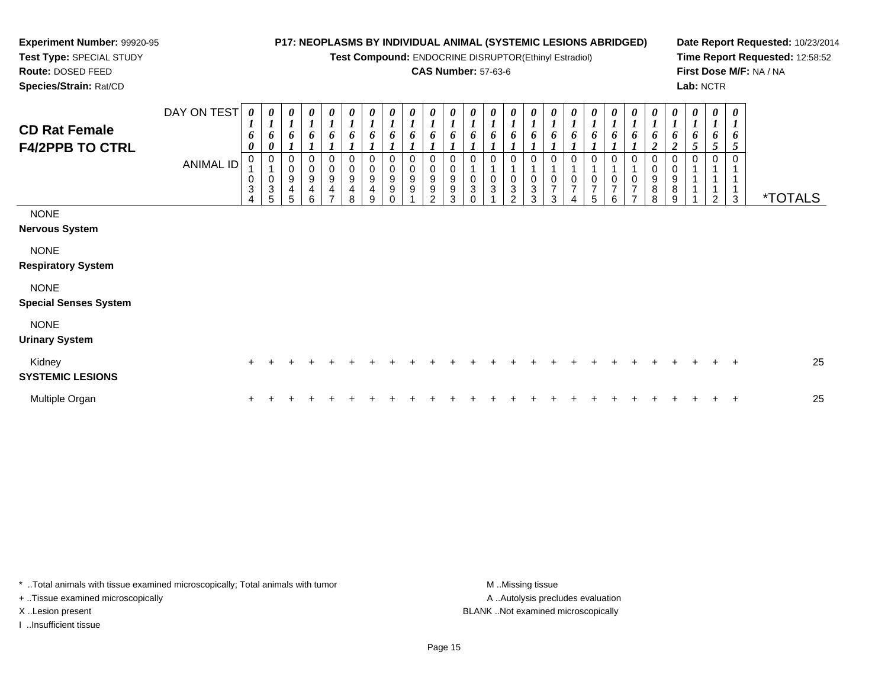**Experiment Number:** 99920-95
**Test Type:** SPECIAL STUDY
**Route:** DOSED FEED
**Species/Strain:** Rat/CD

**P17: NEOPLASMS BY INDIVIDUAL ANIMAL (SYSTEMIC LESIONS ABRIDGED)**
**Test Compound:** ENDOCRINE DISRUPTOR(Ethinyl Estradiol)
**CAS Number:** 57-63-6

**Date Report Requested:** 10/23/2014
**Time Report Requested:** 12:58:52
**First Dose M/F:** NA / NA
**Lab:** NCTR

## CD Rat Female F4/2PPB TO CTRL

| DAY ON TEST | 0160 | 0160 | 0161 | 0161 | 0161 | 0161 | 0161 | 0161 | 0161 | 0161 | 0161 | 0161 | 0161 | 0161 | 0161 | 0161 | 0161 | 0161 | 0161 | 0161 | 0162 | 0162 | 0165 | 0165 | 0165 | |
|---|---|---|---|---|---|---|---|---|---|---|---|---|---|---|---|---|---|---|---|---|---|---|---|---|---|---|
| **ANIMAL ID** | 01034 | 01035 | 00945 | 00946 | 00947 | 00948 | 00949 | 00990 | 00991 | 00992 | 00993 | 01030 | 01031 | 01032 | 01033 | 01073 | 01074 | 01075 | 01076 | 01077 | 00988 | 00989 | 01111 | 01112 | 01113 | ***TOTALS** |
| NONE | | | | | | | | | | | | | | | | | | | | | | | | | | |
| **Nervous System** | | | | | | | | | | | | | | | | | | | | | | | | | | |
| NONE | | | | | | | | | | | | | | | | | | | | | | | | | | |
| **Respiratory System** | | | | | | | | | | | | | | | | | | | | | | | | | | |
| NONE | | | | | | | | | | | | | | | | | | | | | | | | | | |
| **Special Senses System** | | | | | | | | | | | | | | | | | | | | | | | | | | |
| NONE | | | | | | | | | | | | | | | | | | | | | | | | | | |
| **Urinary System** | | | | | | | | | | | | | | | | | | | | | | | | | | |
| Kidney | + | + | + | + | + | + | + | + | + | + | + | + | + | + | + | + | + | + | + | + | + | + | + | + | + | 25 |
| **SYSTEMIC LESIONS** | | | | | | | | | | | | | | | | | | | | | | | | | | |
| Multiple Organ | + | + | + | + | + | + | + | + | + | + | + | + | + | + | + | + | + | + | + | + | + | + | + | + | + | 25 |

\* ..Total animals with tissue examined microscopically; Total animals with tumor
\+ ..Tissue examined microscopically
X ..Lesion present
I ..Insufficient tissue

M ..Missing tissue
A ..Autolysis precludes evaluation
BLANK ..Not examined microscopically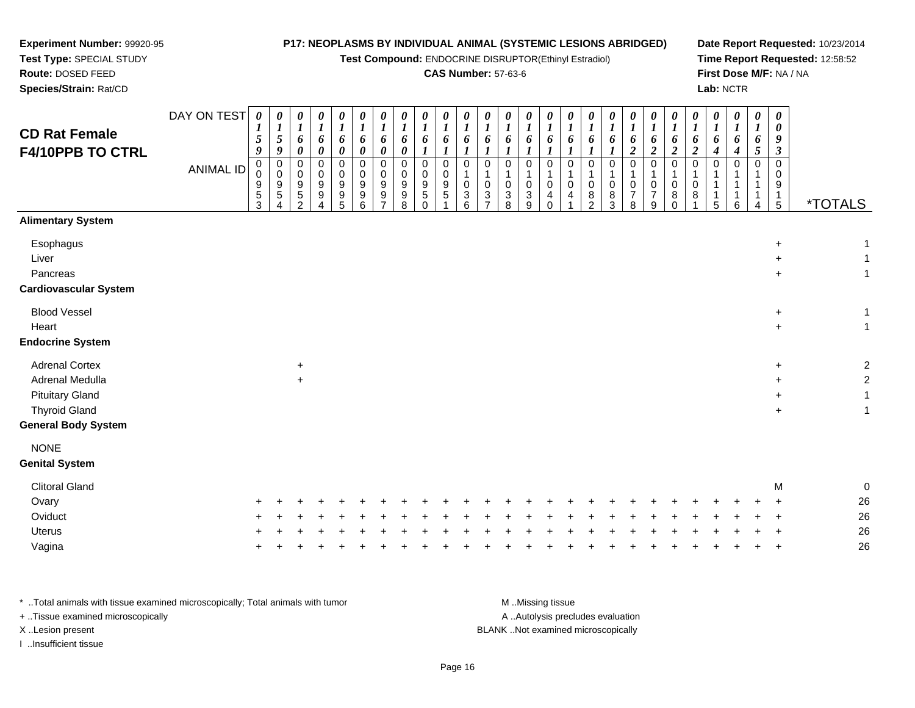**Experiment Number:** 99920-95
**Test Type:** SPECIAL STUDY
**Route:** DOSED FEED
**Species/Strain:** Rat/CD

**P17: NEOPLASMS BY INDIVIDUAL ANIMAL (SYSTEMIC LESIONS ABRIDGED)**
**Test Compound:** ENDOCRINE DISRUPTOR(Ethinyl Estradiol)
**CAS Number:** 57-63-6

**Date Report Requested:** 10/23/2014
**Time Report Requested:** 12:58:52
**First Dose M/F:** NA / NA
**Lab:** NCTR

## CD Rat Female F4/10PPB TO CTRL

| DAY ON TEST | 0159 | 0159 | 0160 | 0160 | 0160 | 0160 | 0160 | 0160 | 0161 | 0161 | 0161 | 0161 | 0161 | 0161 | 0161 | 0161 | 0161 | 0161 | 0162 | 0162 | 0162 | 0162 | 0164 | 0164 | 0165 | 0093 | |
|---|---|---|---|---|---|---|---|---|---|---|---|---|---|---|---|---|---|---|---|---|---|---|---|---|---|---|---|
| **ANIMAL ID** | 00953 | 00954 | 00952 | 00994 | 00995 | 00996 | 00997 | 00998 | 00950 | 00951 | 01036 | 01037 | 01038 | 01039 | 01040 | 01041 | 01082 | 01083 | 01078 | 01079 | 01080 | 01081 | 01115 | 01116 | 01114 | 00915 | ***TOTALS** |
| **Alimentary System** | | | | | | | | | | | | | | | | | | | | | | | | | | | |
| Esophagus | | | | | | | | | | | | | | | | | | | | | | | | | | + | 1 |
| Liver | | | | | | | | | | | | | | | | | | | | | | | | | | + | 1 |
| Pancreas | | | | | | | | | | | | | | | | | | | | | | | | | | + | 1 |
| **Cardiovascular System** | | | | | | | | | | | | | | | | | | | | | | | | | | | |
| Blood Vessel | | | | | | | | | | | | | | | | | | | | | | | | | | + | 1 |
| Heart | | | | | | | | | | | | | | | | | | | | | | | | | | + | 1 |
| **Endocrine System** | | | | | | | | | | | | | | | | | | | | | | | | | | | |
| Adrenal Cortex | | | + | | | | | | | | | | | | | | | | | | | | | | | + | 2 |
| Adrenal Medulla | | | + | | | | | | | | | | | | | | | | | | | | | | | + | 2 |
| Pituitary Gland | | | | | | | | | | | | | | | | | | | | | | | | | | + | 1 |
| Thyroid Gland | | | | | | | | | | | | | | | | | | | | | | | | | | + | 1 |
| **General Body System** | | | | | | | | | | | | | | | | | | | | | | | | | | | |
| NONE | | | | | | | | | | | | | | | | | | | | | | | | | | | |
| **Genital System** | | | | | | | | | | | | | | | | | | | | | | | | | | | |
| Clitoral Gland | | | | | | | | | | | | | | | | | | | | | | | | | | M | 0 |
| Ovary | + | + | + | + | + | + | + | + | + | + | + | + | + | + | + | + | + | + | + | + | + | + | + | + | + | + | 26 |
| Oviduct | + | + | + | + | + | + | + | + | + | + | + | + | + | + | + | + | + | + | + | + | + | + | + | + | + | + | 26 |
| Uterus | + | + | + | + | + | + | + | + | + | + | + | + | + | + | + | + | + | + | + | + | + | + | + | + | + | + | 26 |
| Vagina | + | + | + | + | + | + | + | + | + | + | + | + | + | + | + | + | + | + | + | + | + | + | + | + | + | + | 26 |

\* ..Total animals with tissue examined microscopically; Total animals with tumor
\+ ..Tissue examined microscopically
X ..Lesion present
I ..Insufficient tissue

M ..Missing tissue
A ..Autolysis precludes evaluation
BLANK ..Not examined microscopically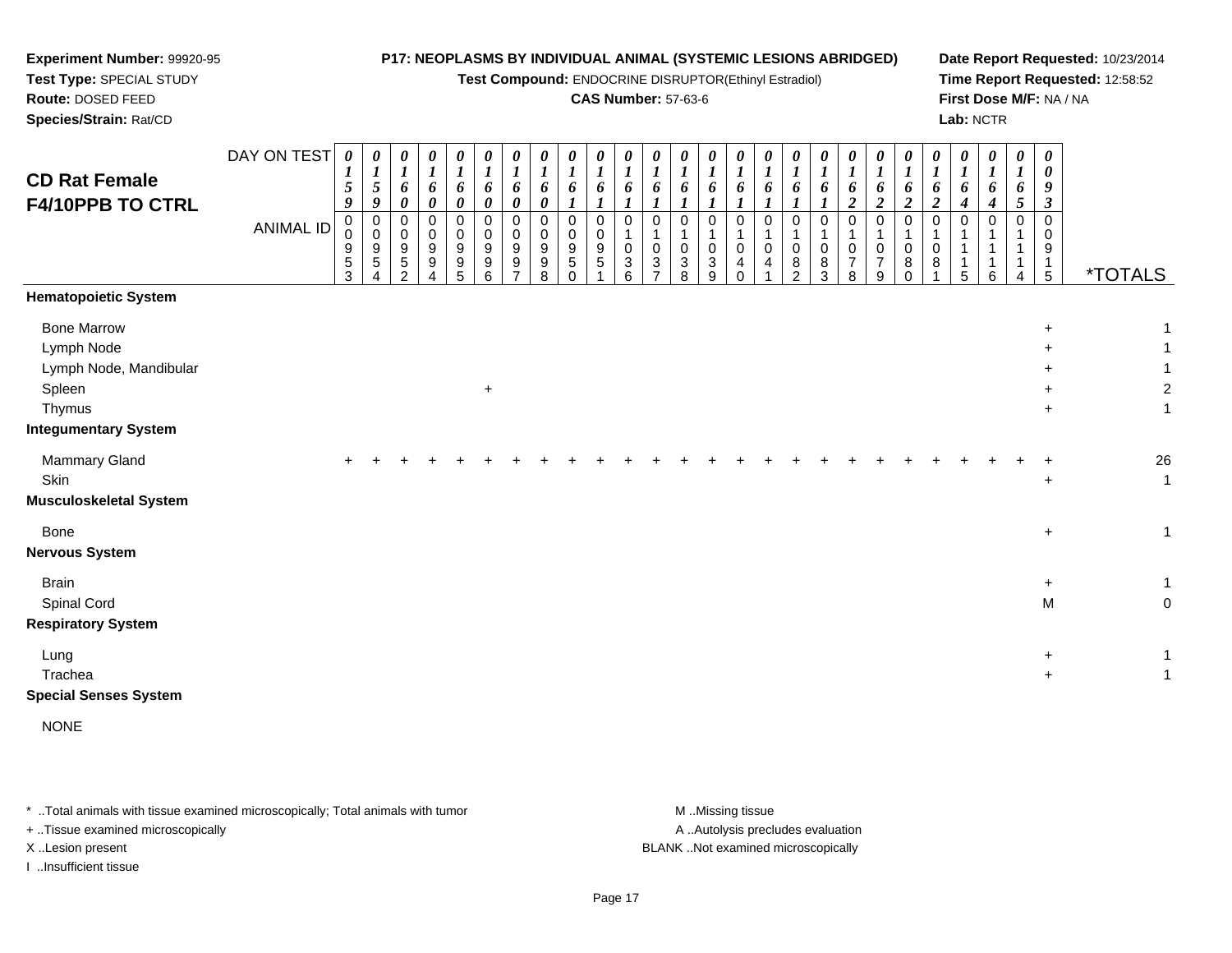**Experiment Number:** 99920-95
**Test Type:** SPECIAL STUDY
**Route:** DOSED FEED
**Species/Strain:** Rat/CD

**P17: NEOPLASMS BY INDIVIDUAL ANIMAL (SYSTEMIC LESIONS ABRIDGED)**
**Test Compound:** ENDOCRINE DISRUPTOR(Ethinyl Estradiol)
**CAS Number:** 57-63-6

**Date Report Requested:** 10/23/2014
**Time Report Requested:** 12:58:52
**First Dose M/F:** NA / NA
**Lab:** NCTR

## CD Rat Female F4/10PPB TO CTRL

| DAY ON TEST | 0159 | 0159 | 0160 | 0160 | 0160 | 0160 | 0160 | 0160 | 0161 | 0161 | 0161 | 0161 | 0161 | 0161 | 0161 | 0161 | 0161 | 0161 | 0162 | 0162 | 0162 | 0162 | 0164 | 0164 | 0165 | 0093 | |
|---|---|---|---|---|---|---|---|---|---|---|---|---|---|---|---|---|---|---|---|---|---|---|---|---|---|---|---|
| **ANIMAL ID** | 00953 | 00954 | 00952 | 00994 | 00995 | 00996 | 00997 | 00998 | 00950 | 00951 | 01036 | 01037 | 01038 | 01039 | 01040 | 01041 | 01082 | 01083 | 01078 | 01079 | 01080 | 01081 | 01115 | 01116 | 01114 | 00915 | ***TOTALS** |
| **Hematopoietic System** | | | | | | | | | | | | | | | | | | | | | | | | | | | |
| Bone Marrow | | | | | | | | | | | | | | | | | | | | | | | | | | + | 1 |
| Lymph Node | | | | | | | | | | | | | | | | | | | | | | | | | | + | 1 |
| Lymph Node, Mandibular | | | | | | | | | | | | | | | | | | | | | | | | | | + | 1 |
| Spleen | | | | | | + | | | | | | | | | | | | | | | | | | | | + | 2 |
| Thymus | | | | | | | | | | | | | | | | | | | | | | | | | | + | 1 |
| **Integumentary System** | | | | | | | | | | | | | | | | | | | | | | | | | | | |
| Mammary Gland | + | + | + | + | + | + | + | + | + | + | + | + | + | + | + | + | + | + | + | + | + | + | + | + | + | + | 26 |
| Skin | | | | | | | | | | | | | | | | | | | | | | | | | | + | 1 |
| **Musculoskeletal System** | | | | | | | | | | | | | | | | | | | | | | | | | | | |
| Bone | | | | | | | | | | | | | | | | | | | | | | | | | | + | 1 |
| **Nervous System** | | | | | | | | | | | | | | | | | | | | | | | | | | | |
| Brain | | | | | | | | | | | | | | | | | | | | | | | | | | + | 1 |
| Spinal Cord | | | | | | | | | | | | | | | | | | | | | | | | | | M | 0 |
| **Respiratory System** | | | | | | | | | | | | | | | | | | | | | | | | | | | |
| Lung | | | | | | | | | | | | | | | | | | | | | | | | | | + | 1 |
| Trachea | | | | | | | | | | | | | | | | | | | | | | | | | | + | 1 |
| **Special Senses System** | | | | | | | | | | | | | | | | | | | | | | | | | | | |
| NONE | | | | | | | | | | | | | | | | | | | | | | | | | | | |

\* ..Total animals with tissue examined microscopically; Total animals with tumor
\+ ..Tissue examined microscopically
X ..Lesion present
I ..Insufficient tissue

M ..Missing tissue
A ..Autolysis precludes evaluation
BLANK ..Not examined microscopically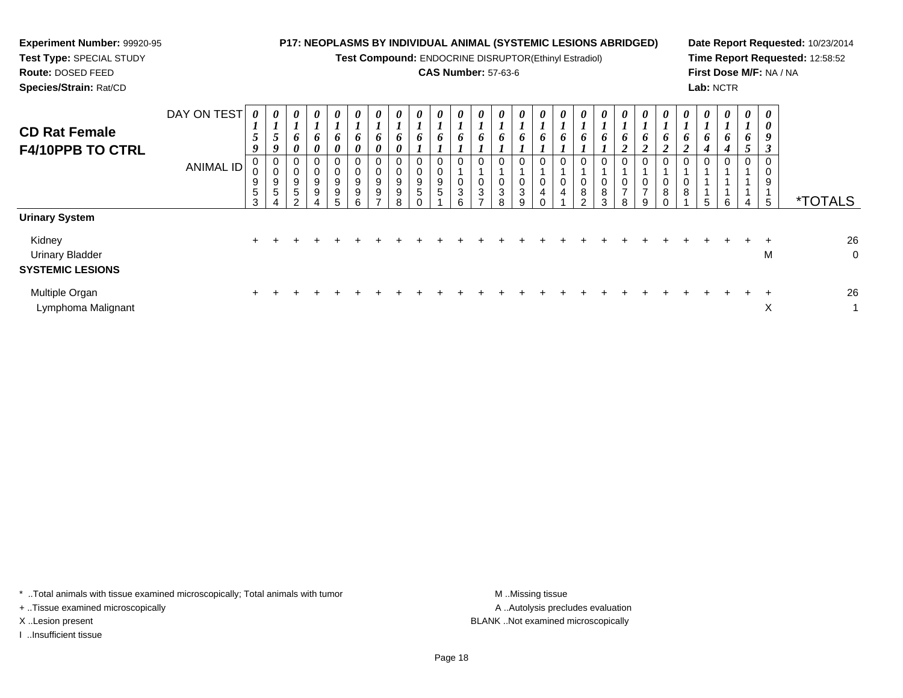**Experiment Number:** 99920-95
**Test Type:** SPECIAL STUDY
**Route:** DOSED FEED
**Species/Strain:** Rat/CD

**P17: NEOPLASMS BY INDIVIDUAL ANIMAL (SYSTEMIC LESIONS ABRIDGED)**
**Test Compound:** ENDOCRINE DISRUPTOR(Ethinyl Estradiol)
**CAS Number:** 57-63-6

**Date Report Requested:** 10/23/2014
**Time Report Requested:** 12:58:52
**First Dose M/F:** NA / NA
**Lab:** NCTR

## CD Rat Female F4/10PPB TO CTRL

| DAY ON TEST | 0159 | 0159 | 0160 | 0160 | 0160 | 0160 | 0160 | 0160 | 0161 | 0161 | 0161 | 0161 | 0161 | 0161 | 0161 | 0161 | 0161 | 0161 | 0162 | 0162 | 0162 | 0162 | 0164 | 0164 | 0165 | 0093 | |
|---|---|---|---|---|---|---|---|---|---|---|---|---|---|---|---|---|---|---|---|---|---|---|---|---|---|---|---|
| **ANIMAL ID** | 00953 | 00954 | 00952 | 00994 | 00995 | 00996 | 00997 | 00998 | 00950 | 00951 | 01036 | 01037 | 01038 | 01039 | 01040 | 01041 | 01082 | 01083 | 01078 | 01079 | 01080 | 01081 | 01115 | 01116 | 01114 | 00915 | ***TOTALS** |
| **Urinary System** | | | | | | | | | | | | | | | | | | | | | | | | | | | |
| Kidney | + | + | + | + | + | + | + | + | + | + | + | + | + | + | + | + | + | + | + | + | + | + | + | + | + | + | 26 |
| Urinary Bladder | | | | | | | | | | | | | | | | | | | | | | | | | | M | 0 |
| **SYSTEMIC LESIONS** | | | | | | | | | | | | | | | | | | | | | | | | | | | |
| Multiple Organ | + | + | + | + | + | + | + | + | + | + | + | + | + | + | + | + | + | + | + | + | + | + | + | + | + | + | 26 |
| Lymphoma Malignant | | | | | | | | | | | | | | | | | | | | | | | | | | X | 1 |

* ..Total animals with tissue examined microscopically; Total animals with tumor
+ ..Tissue examined microscopically
X ..Lesion present
I ..Insufficient tissue

M ..Missing tissue
A ..Autolysis precludes evaluation
BLANK ..Not examined microscopically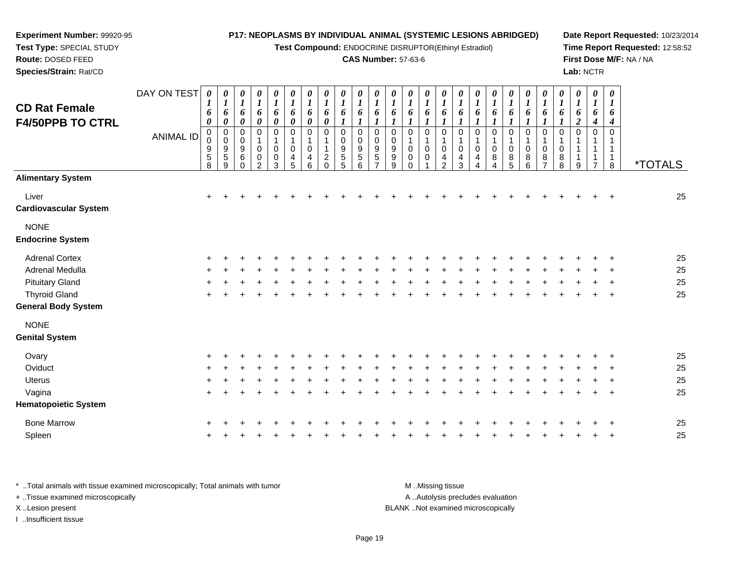**Experiment Number:** 99920-95
**Test Type:** SPECIAL STUDY
**Route:** DOSED FEED
**Species/Strain:** Rat/CD

**P17: NEOPLASMS BY INDIVIDUAL ANIMAL (SYSTEMIC LESIONS ABRIDGED)**
**Test Compound:** ENDOCRINE DISRUPTOR(Ethinyl Estradiol)
**CAS Number:** 57-63-6

**Date Report Requested:** 10/23/2014
**Time Report Requested:** 12:58:52
**First Dose M/F:** NA / NA
**Lab:** NCTR

## CD Rat Female F4/50PPB TO CTRL

| DAY ON TEST | 0160 | 0160 | 0160 | 0160 | 0160 | 0160 | 0160 | 0160 | 0161 | 0161 | 0161 | 0161 | 0161 | 0161 | 0161 | 0161 | 0161 | 0161 | 0161 | 0161 | 0161 | 0161 | 0162 | 0164 | 0164 | |
|---|---|---|---|---|---|---|---|---|---|---|---|---|---|---|---|---|---|---|---|---|---|---|---|---|---|---|
| **ANIMAL ID** | 00958 | 00959 | 00960 | 01002 | 01003 | 01045 | 01046 | 01120 | 00955 | 00956 | 00957 | 00999 | 01000 | 01001 | 01042 | 01043 | 01044 | 01084 | 01085 | 01086 | 01087 | 01088 | 01119 | 01117 | 01118 | ***TOTALS** |
| **Alimentary System** | | | | | | | | | | | | | | | | | | | | | | | | | | |
| Liver | + | + | + | + | + | + | + | + | + | + | + | + | + | + | + | + | + | + | + | + | + | + | + | + | + | 25 |
| **Cardiovascular System** | | | | | | | | | | | | | | | | | | | | | | | | | | |
| NONE | | | | | | | | | | | | | | | | | | | | | | | | | | |
| **Endocrine System** | | | | | | | | | | | | | | | | | | | | | | | | | | |
| Adrenal Cortex | + | + | + | + | + | + | + | + | + | + | + | + | + | + | + | + | + | + | + | + | + | + | + | + | + | 25 |
| Adrenal Medulla | + | + | + | + | + | + | + | + | + | + | + | + | + | + | + | + | + | + | + | + | + | + | + | + | + | 25 |
| Pituitary Gland | + | + | + | + | + | + | + | + | + | + | + | + | + | + | + | + | + | + | + | + | + | + | + | + | + | 25 |
| Thyroid Gland | + | + | + | + | + | + | + | + | + | + | + | + | + | + | + | + | + | + | + | + | + | + | + | + | + | 25 |
| **General Body System** | | | | | | | | | | | | | | | | | | | | | | | | | | |
| NONE | | | | | | | | | | | | | | | | | | | | | | | | | | |
| **Genital System** | | | | | | | | | | | | | | | | | | | | | | | | | | |
| Ovary | + | + | + | + | + | + | + | + | + | + | + | + | + | + | + | + | + | + | + | + | + | + | + | + | + | 25 |
| Oviduct | + | + | + | + | + | + | + | + | + | + | + | + | + | + | + | + | + | + | + | + | + | + | + | + | + | 25 |
| Uterus | + | + | + | + | + | + | + | + | + | + | + | + | + | + | + | + | + | + | + | + | + | + | + | + | + | 25 |
| Vagina | + | + | + | + | + | + | + | + | + | + | + | + | + | + | + | + | + | + | + | + | + | + | + | + | + | 25 |
| **Hematopoietic System** | | | | | | | | | | | | | | | | | | | | | | | | | | |
| Bone Marrow | + | + | + | + | + | + | + | + | + | + | + | + | + | + | + | + | + | + | + | + | + | + | + | + | + | 25 |
| Spleen | + | + | + | + | + | + | + | + | + | + | + | + | + | + | + | + | + | + | + | + | + | + | + | + | + | 25 |

\* ..Total animals with tissue examined microscopically; Total animals with tumor
\+ ..Tissue examined microscopically
X ..Lesion present
I ..Insufficient tissue

M ..Missing tissue
A ..Autolysis precludes evaluation
BLANK ..Not examined microscopically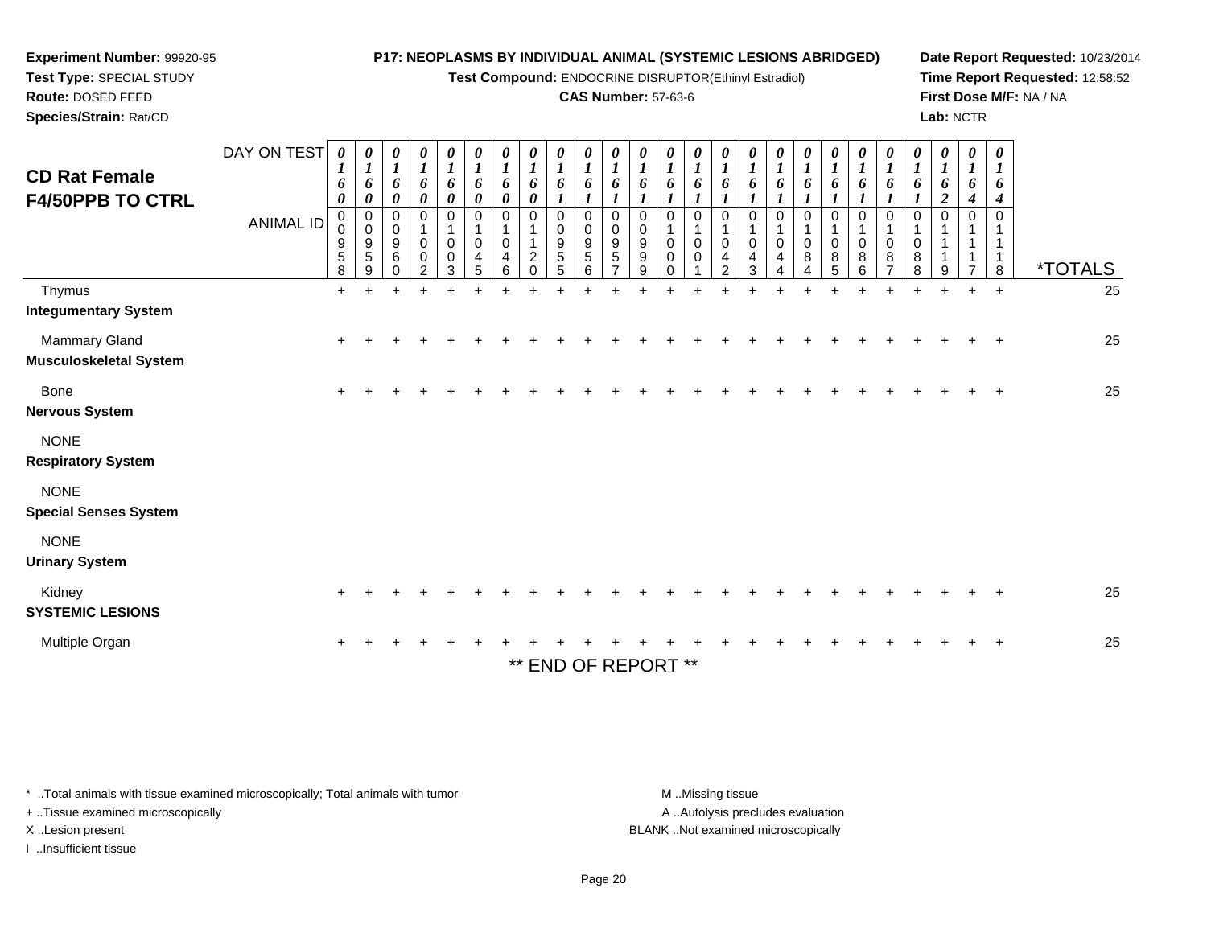**Experiment Number:** 99920-95
**Test Type:** SPECIAL STUDY
**Route:** DOSED FEED
**Species/Strain:** Rat/CD

**P17: NEOPLASMS BY INDIVIDUAL ANIMAL (SYSTEMIC LESIONS ABRIDGED)**
**Test Compound:** ENDOCRINE DISRUPTOR(Ethinyl Estradiol)
**CAS Number:** 57-63-6

**Date Report Requested:** 10/23/2014
**Time Report Requested:** 12:58:52
**First Dose M/F:** NA / NA
**Lab:** NCTR

## CD Rat Female F4/50PPB TO CTRL

| DAY ON TEST | 0160 | 0160 | 0160 | 0160 | 0160 | 0160 | 0160 | 0160 | 0161 | 0161 | 0161 | 0161 | 0161 | 0161 | 0161 | 0161 | 0161 | 0161 | 0161 | 0161 | 0161 | 0161 | 0162 | 0164 | 0164 | |
|---|---|---|---|---|---|---|---|---|---|---|---|---|---|---|---|---|---|---|---|---|---|---|---|---|---|---|
| **ANIMAL ID** | 00958 | 00959 | 00960 | 01002 | 01003 | 01045 | 01046 | 01120 | 00955 | 00956 | 00957 | 00999 | 01000 | 01001 | 01042 | 01043 | 01044 | 01084 | 01085 | 01086 | 01087 | 01088 | 01119 | 01117 | 01118 | ***TOTALS** |
| Thymus | + | + | + | + | + | + | + | + | + | + | + | + | + | + | + | + | + | + | + | + | + | + | + | + | + | 25 |
| **Integumentary System** | | | | | | | | | | | | | | | | | | | | | | | | | | |
| Mammary Gland | + | + | + | + | + | + | + | + | + | + | + | + | + | + | + | + | + | + | + | + | + | + | + | + | + | 25 |
| **Musculoskeletal System** | | | | | | | | | | | | | | | | | | | | | | | | | | |
| Bone | + | + | + | + | + | + | + | + | + | + | + | + | + | + | + | + | + | + | + | + | + | + | + | + | + | 25 |
| **Nervous System** | | | | | | | | | | | | | | | | | | | | | | | | | | |
| NONE | | | | | | | | | | | | | | | | | | | | | | | | | | |
| **Respiratory System** | | | | | | | | | | | | | | | | | | | | | | | | | | |
| NONE | | | | | | | | | | | | | | | | | | | | | | | | | | |
| **Special Senses System** | | | | | | | | | | | | | | | | | | | | | | | | | | |
| NONE | | | | | | | | | | | | | | | | | | | | | | | | | | |
| **Urinary System** | | | | | | | | | | | | | | | | | | | | | | | | | | |
| Kidney | + | + | + | + | + | + | + | + | + | + | + | + | + | + | + | + | + | + | + | + | + | + | + | + | + | 25 |
| **SYSTEMIC LESIONS** | | | | | | | | | | | | | | | | | | | | | | | | | | |
| Multiple Organ | + | + | + | + | + | + | + | + | + | + | + | + | + | + | + | + | + | + | + | + | + | + | + | + | + | 25 |

** END OF REPORT **

* ..Total animals with tissue examined microscopically; Total animals with tumor
+ ..Tissue examined microscopically
X ..Lesion present
I ..Insufficient tissue

M ..Missing tissue
A ..Autolysis precludes evaluation
BLANK ..Not examined microscopically